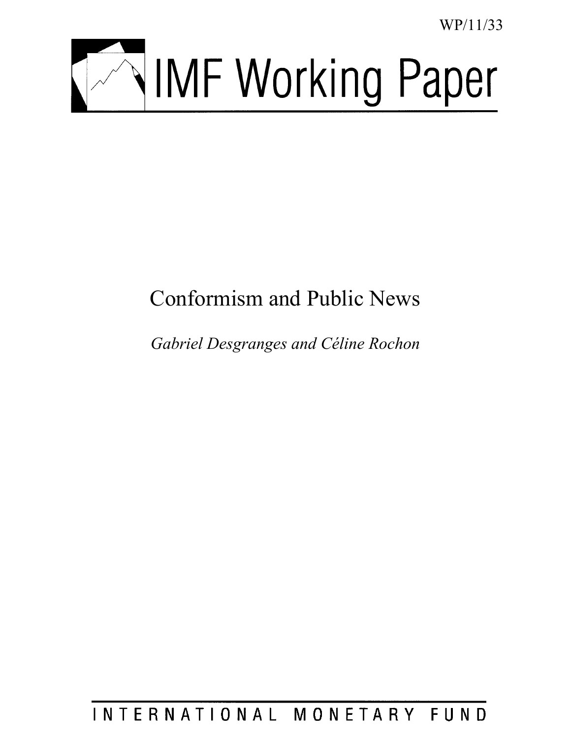WP/11/33

# IMF Working Paper

# Conformism and Public News

*Gabriel Desgranges and Céline Rochon*

INTERNATIONAL MONETARY FUND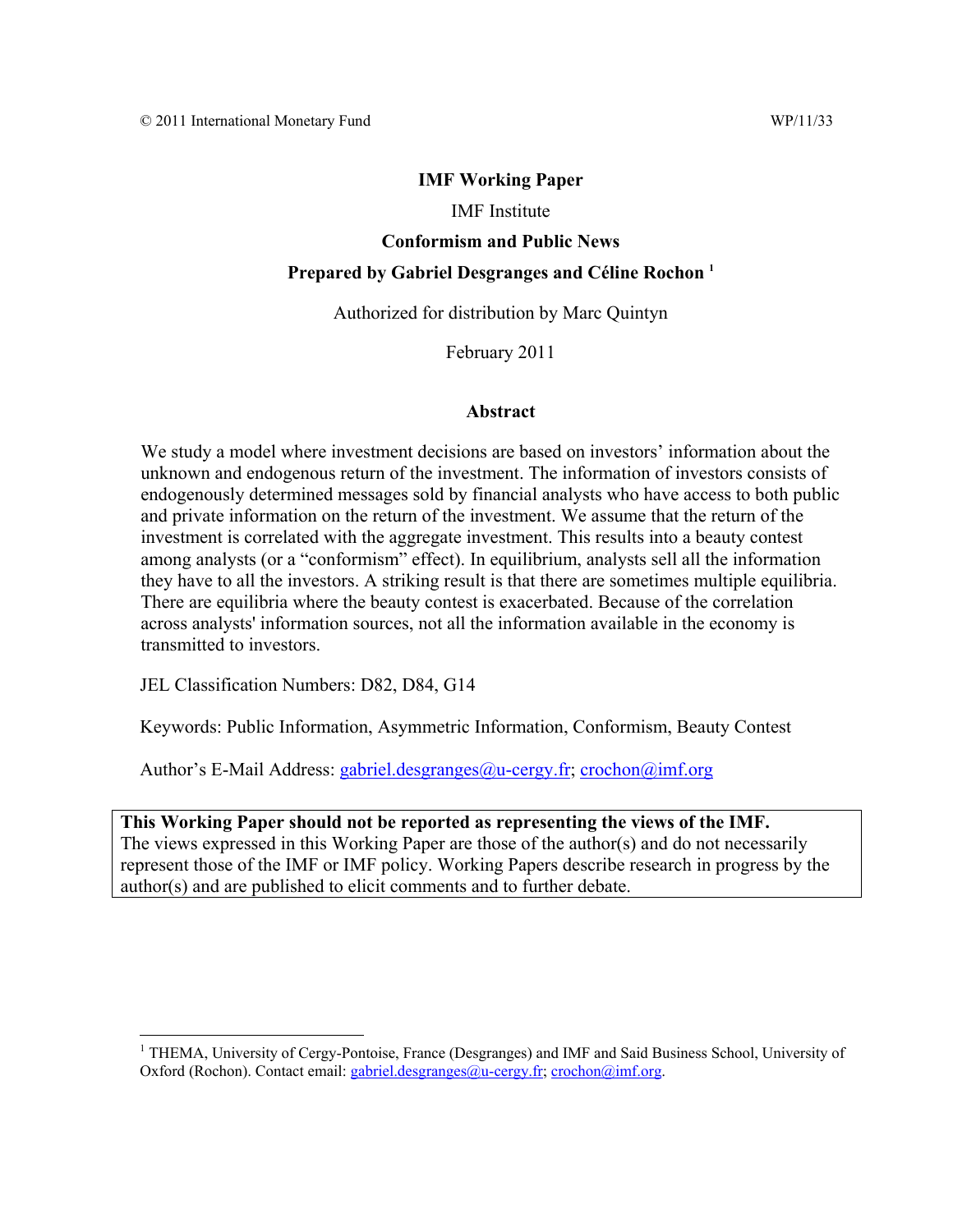© 2011 International Monetary Fund WP/11/33

**IMF Working Paper**

IMF Institute

**Conformism and Public News**

**Prepared by Gabriel Desgranges and Céline Rochon** [1]

Authorized for distribution by Marc Quintyn

February 2011

**Abstract**

We study a model where investment decisions are based on investors' information about the unknown and endogenous return of the investment. The information of investors consists of endogenously determined messages sold by financial analysts who have access to both public and private information on the return of the investment. We assume that the return of the investment is correlated with the aggregate investment. This results into a beauty contest among analysts (or a "conformism" effect). In equilibrium, analysts sell all the information they have to all the investors. A striking result is that there are sometimes multiple equilibria. There are equilibria where the beauty contest is exacerbated. Because of the correlation across analysts' information sources, not all the information available in the economy is transmitted to investors.

JEL Classification Numbers: D82, D84, G14

Keywords: Public Information, Asymmetric Information, Conformism, Beauty Contest

Author's E-Mail Address: gabriel.desgranges@u-cergy.fr; crochon@imf.org

**This Working Paper should not be reported as representing the views of the IMF.**
The views expressed in this Working Paper are those of the author(s) and do not necessarily represent those of the IMF or IMF policy. Working Papers describe research in progress by the author(s) and are published to elicit comments and to further debate.

[1] THEMA, University of Cergy-Pontoise, France (Desgranges) and IMF and Said Business School, University of Oxford (Rochon). Contact email: gabriel.desgranges@u-cergy.fr; crochon@imf.org.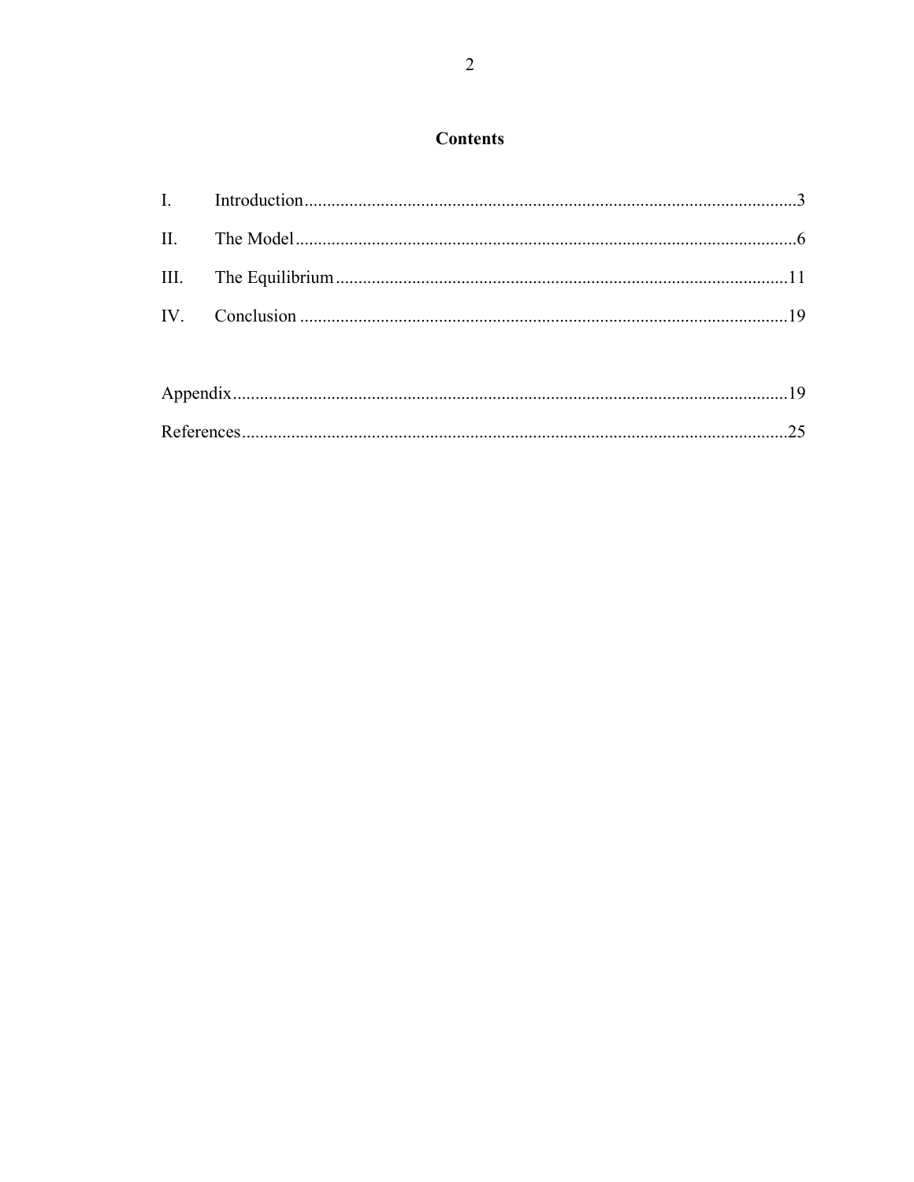## Contents

I. Introduction ........................................................................................................ 3

II. The Model ........................................................................................................ 6

III. The Equilibrium ............................................................................................... 11

IV. Conclusion ...................................................................................................... 19

Appendix ................................................................................................................ 19

References .............................................................................................................. 25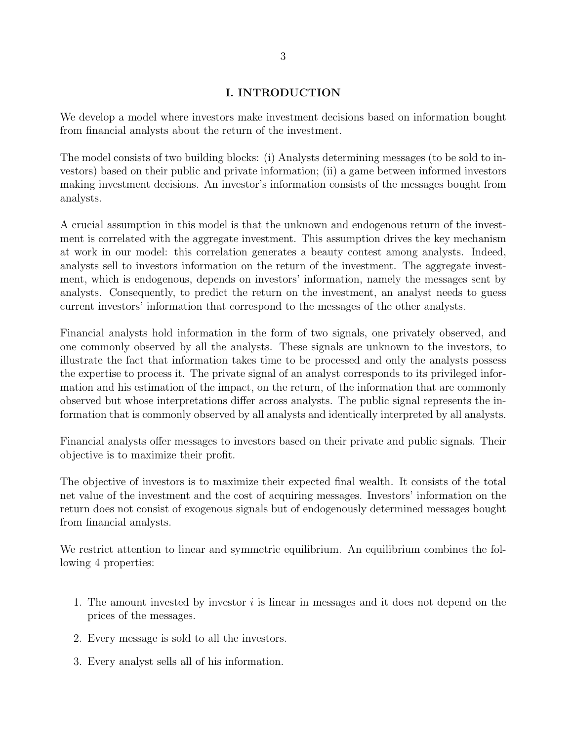# I. INTRODUCTION

We develop a model where investors make investment decisions based on information bought from financial analysts about the return of the investment.

The model consists of two building blocks: (i) Analysts determining messages (to be sold to investors) based on their public and private information; (ii) a game between informed investors making investment decisions. An investor's information consists of the messages bought from analysts.

A crucial assumption in this model is that the unknown and endogenous return of the investment is correlated with the aggregate investment. This assumption drives the key mechanism at work in our model: this correlation generates a beauty contest among analysts. Indeed, analysts sell to investors information on the return of the investment. The aggregate investment, which is endogenous, depends on investors' information, namely the messages sent by analysts. Consequently, to predict the return on the investment, an analyst needs to guess current investors' information that correspond to the messages of the other analysts.

Financial analysts hold information in the form of two signals, one privately observed, and one commonly observed by all the analysts. These signals are unknown to the investors, to illustrate the fact that information takes time to be processed and only the analysts possess the expertise to process it. The private signal of an analyst corresponds to its privileged information and his estimation of the impact, on the return, of the information that are commonly observed but whose interpretations differ across analysts. The public signal represents the information that is commonly observed by all analysts and identically interpreted by all analysts.

Financial analysts offer messages to investors based on their private and public signals. Their objective is to maximize their profit.

The objective of investors is to maximize their expected final wealth. It consists of the total net value of the investment and the cost of acquiring messages. Investors' information on the return does not consist of exogenous signals but of endogenously determined messages bought from financial analysts.

We restrict attention to linear and symmetric equilibrium. An equilibrium combines the following 4 properties:

1. The amount invested by investor $i$ is linear in messages and it does not depend on the prices of the messages.
2. Every message is sold to all the investors.
3. Every analyst sells all of his information.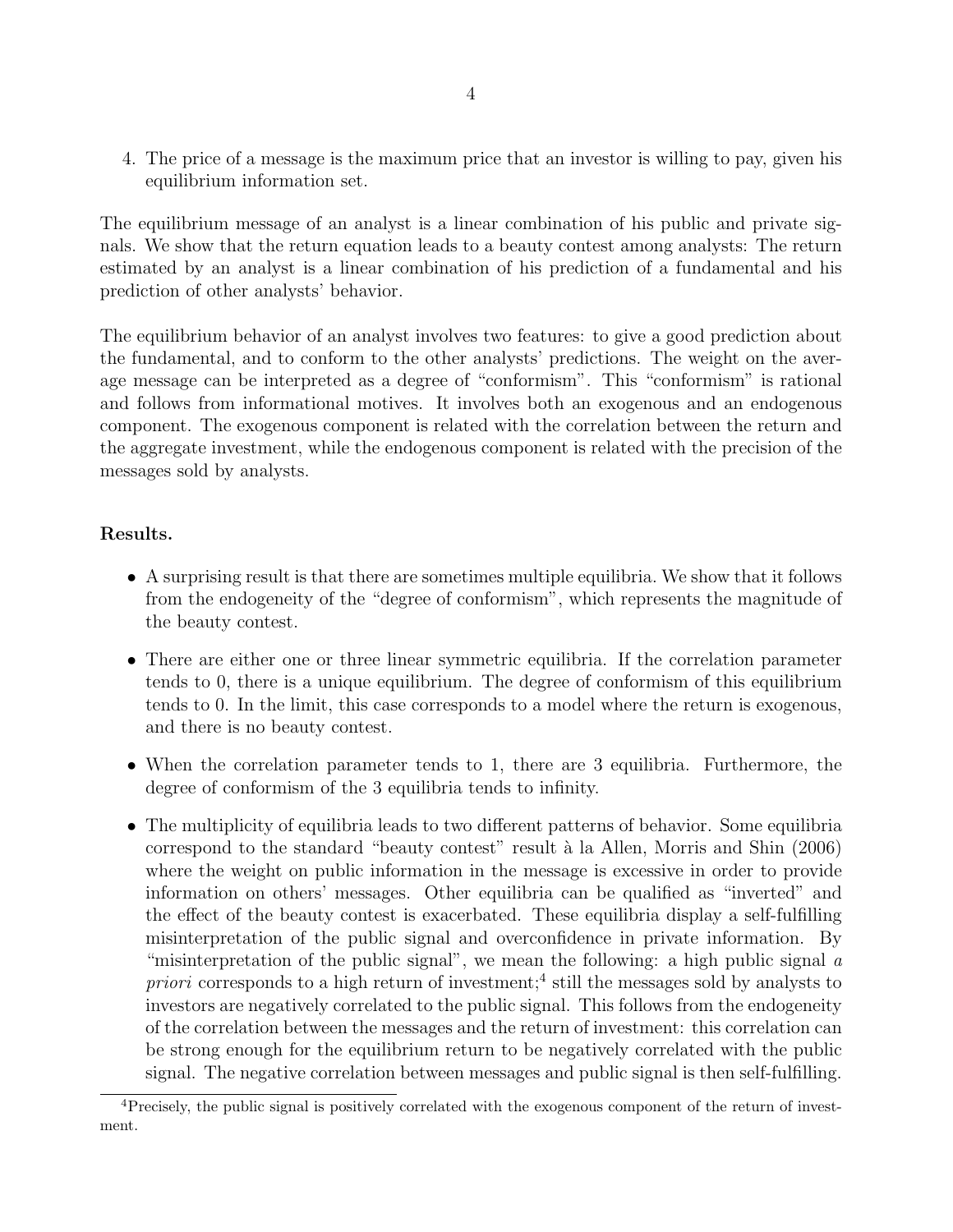4. The price of a message is the maximum price that an investor is willing to pay, given his equilibrium information set.

The equilibrium message of an analyst is a linear combination of his public and private signals. We show that the return equation leads to a beauty contest among analysts: The return estimated by an analyst is a linear combination of his prediction of a fundamental and his prediction of other analysts' behavior.

The equilibrium behavior of an analyst involves two features: to give a good prediction about the fundamental, and to conform to the other analysts' predictions. The weight on the average message can be interpreted as a degree of "conformism". This "conformism" is rational and follows from informational motives. It involves both an exogenous and an endogenous component. The exogenous component is related with the correlation between the return and the aggregate investment, while the endogenous component is related with the precision of the messages sold by analysts.

**Results.**

- A surprising result is that there are sometimes multiple equilibria. We show that it follows from the endogeneity of the "degree of conformism", which represents the magnitude of the beauty contest.
- There are either one or three linear symmetric equilibria. If the correlation parameter tends to 0, there is a unique equilibrium. The degree of conformism of this equilibrium tends to 0. In the limit, this case corresponds to a model where the return is exogenous, and there is no beauty contest.
- When the correlation parameter tends to 1, there are 3 equilibria. Furthermore, the degree of conformism of the 3 equilibria tends to infinity.
- The multiplicity of equilibria leads to two different patterns of behavior. Some equilibria correspond to the standard "beauty contest" result à la Allen, Morris and Shin (2006) where the weight on public information in the message is excessive in order to provide information on others' messages. Other equilibria can be qualified as "inverted" and the effect of the beauty contest is exacerbated. These equilibria display a self-fulfilling misinterpretation of the public signal and overconfidence in private information. By "misinterpretation of the public signal", we mean the following: a high public signal *a priori* corresponds to a high return of investment;[4] still the messages sold by analysts to investors are negatively correlated to the public signal. This follows from the endogeneity of the correlation between the messages and the return of investment: this correlation can be strong enough for the equilibrium return to be negatively correlated with the public signal. The negative correlation between messages and public signal is then self-fulfilling.

[4] Precisely, the public signal is positively correlated with the exogenous component of the return of investment.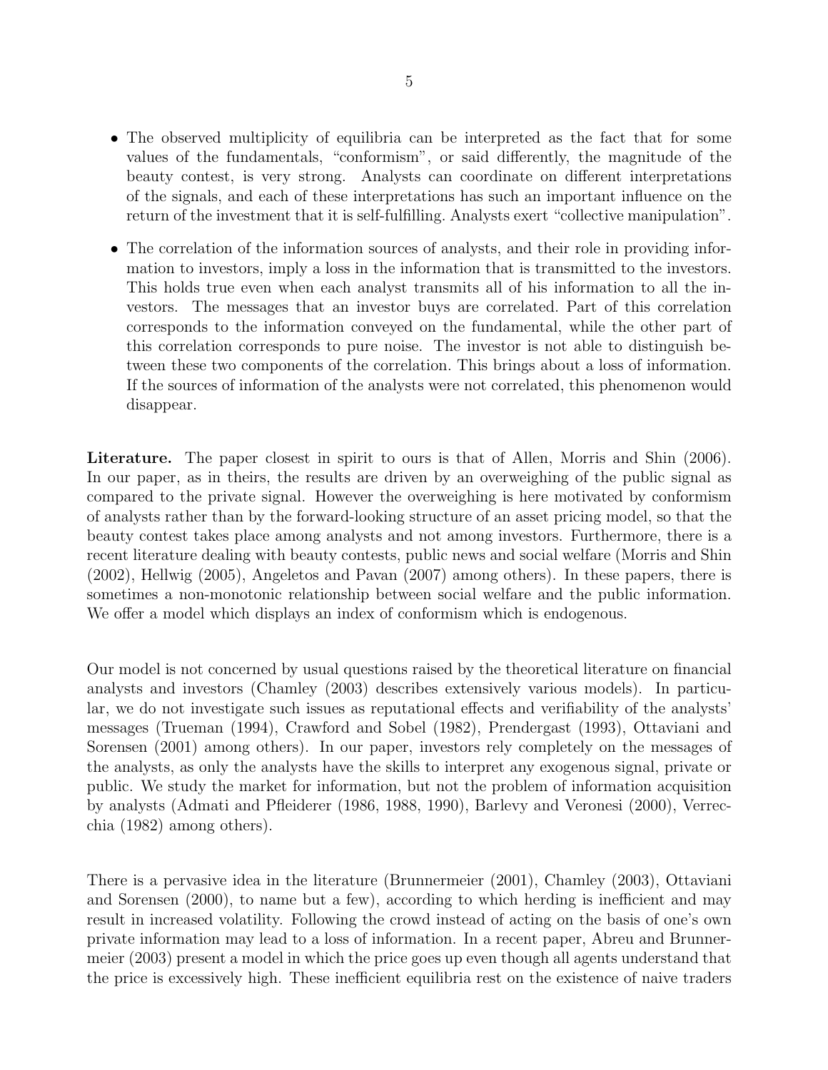- The observed multiplicity of equilibria can be interpreted as the fact that for some values of the fundamentals, "conformism", or said differently, the magnitude of the beauty contest, is very strong. Analysts can coordinate on different interpretations of the signals, and each of these interpretations has such an important influence on the return of the investment that it is self-fulfilling. Analysts exert "collective manipulation".

- The correlation of the information sources of analysts, and their role in providing information to investors, imply a loss in the information that is transmitted to the investors. This holds true even when each analyst transmits all of his information to all the investors. The messages that an investor buys are correlated. Part of this correlation corresponds to the information conveyed on the fundamental, while the other part of this correlation corresponds to pure noise. The investor is not able to distinguish between these two components of the correlation. This brings about a loss of information. If the sources of information of the analysts were not correlated, this phenomenon would disappear.

**Literature.** The paper closest in spirit to ours is that of Allen, Morris and Shin (2006). In our paper, as in theirs, the results are driven by an overweighing of the public signal as compared to the private signal. However the overweighing is here motivated by conformism of analysts rather than by the forward-looking structure of an asset pricing model, so that the beauty contest takes place among analysts and not among investors. Furthermore, there is a recent literature dealing with beauty contests, public news and social welfare (Morris and Shin (2002), Hellwig (2005), Angeletos and Pavan (2007) among others). In these papers, there is sometimes a non-monotonic relationship between social welfare and the public information. We offer a model which displays an index of conformism which is endogenous.

Our model is not concerned by usual questions raised by the theoretical literature on financial analysts and investors (Chamley (2003) describes extensively various models). In particular, we do not investigate such issues as reputational effects and verifiability of the analysts' messages (Trueman (1994), Crawford and Sobel (1982), Prendergast (1993), Ottaviani and Sorensen (2001) among others). In our paper, investors rely completely on the messages of the analysts, as only the analysts have the skills to interpret any exogenous signal, private or public. We study the market for information, but not the problem of information acquisition by analysts (Admati and Pfleiderer (1986, 1988, 1990), Barlevy and Veronesi (2000), Verrecchia (1982) among others).

There is a pervasive idea in the literature (Brunnermeier (2001), Chamley (2003), Ottaviani and Sorensen (2000), to name but a few), according to which herding is inefficient and may result in increased volatility. Following the crowd instead of acting on the basis of one's own private information may lead to a loss of information. In a recent paper, Abreu and Brunnermeier (2003) present a model in which the price goes up even though all agents understand that the price is excessively high. These inefficient equilibria rest on the existence of naive traders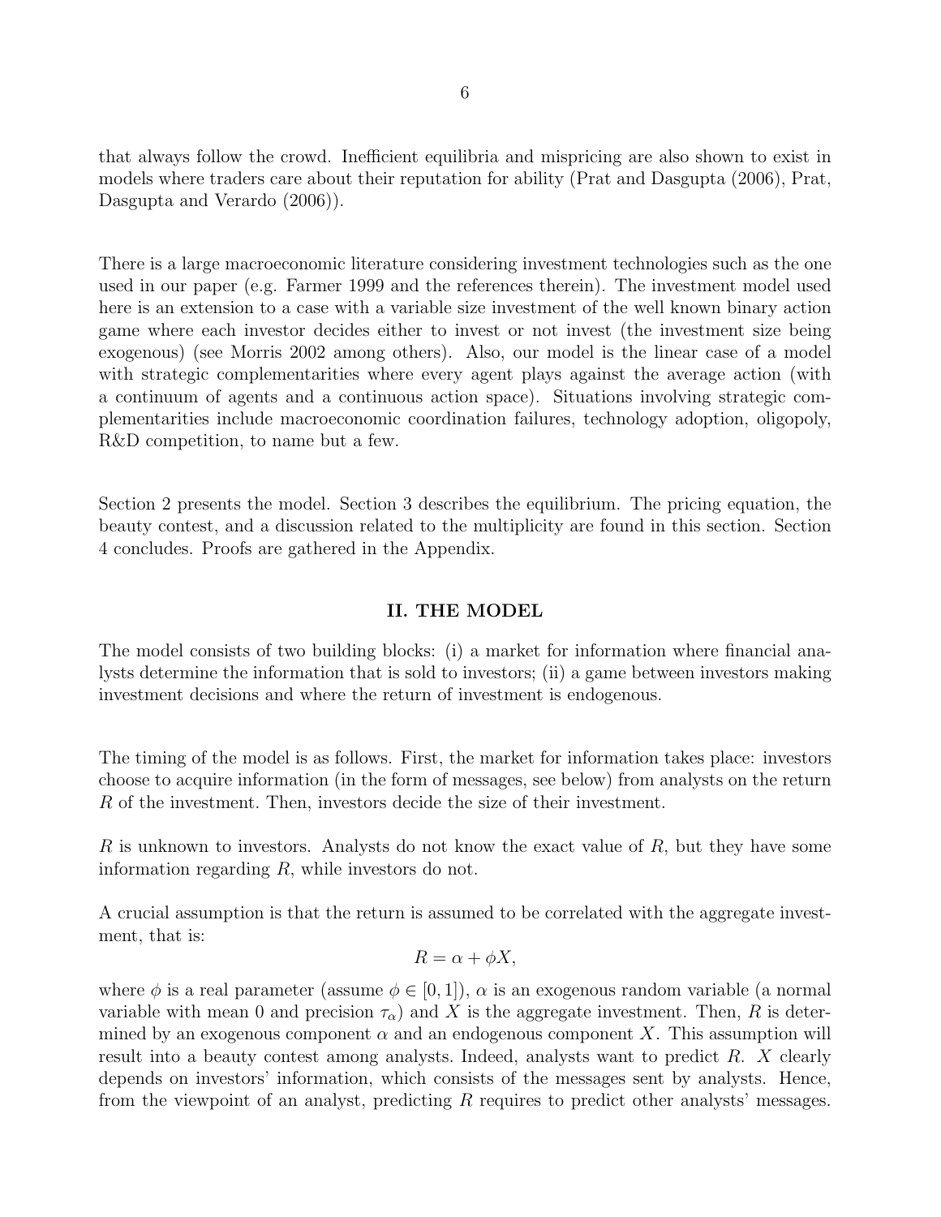that always follow the crowd. Inefficient equilibria and mispricing are also shown to exist in models where traders care about their reputation for ability (Prat and Dasgupta (2006), Prat, Dasgupta and Verardo (2006)).

There is a large macroeconomic literature considering investment technologies such as the one used in our paper (e.g. Farmer 1999 and the references therein). The investment model used here is an extension to a case with a variable size investment of the well known binary action game where each investor decides either to invest or not invest (the investment size being exogenous) (see Morris 2002 among others). Also, our model is the linear case of a model with strategic complementarities where every agent plays against the average action (with a continuum of agents and a continuous action space). Situations involving strategic complementarities include macroeconomic coordination failures, technology adoption, oligopoly, R&D competition, to name but a few.

Section 2 presents the model. Section 3 describes the equilibrium. The pricing equation, the beauty contest, and a discussion related to the multiplicity are found in this section. Section 4 concludes. Proofs are gathered in the Appendix.

## II. THE MODEL

The model consists of two building blocks: (i) a market for information where financial analysts determine the information that is sold to investors; (ii) a game between investors making investment decisions and where the return of investment is endogenous.

The timing of the model is as follows. First, the market for information takes place: investors choose to acquire information (in the form of messages, see below) from analysts on the return $R$ of the investment. Then, investors decide the size of their investment.

$R$ is unknown to investors. Analysts do not know the exact value of $R$, but they have some information regarding $R$, while investors do not.

A crucial assumption is that the return is assumed to be correlated with the aggregate investment, that is:

$$R = \alpha + \phi X,$$

where $\phi$ is a real parameter (assume $\phi \in [0, 1]$), $\alpha$ is an exogenous random variable (a normal variable with mean 0 and precision $\tau_\alpha$) and $X$ is the aggregate investment. Then, $R$ is determined by an exogenous component $\alpha$ and an endogenous component $X$. This assumption will result into a beauty contest among analysts. Indeed, analysts want to predict $R$. $X$ clearly depends on investors' information, which consists of the messages sent by analysts. Hence, from the viewpoint of an analyst, predicting $R$ requires to predict other analysts' messages.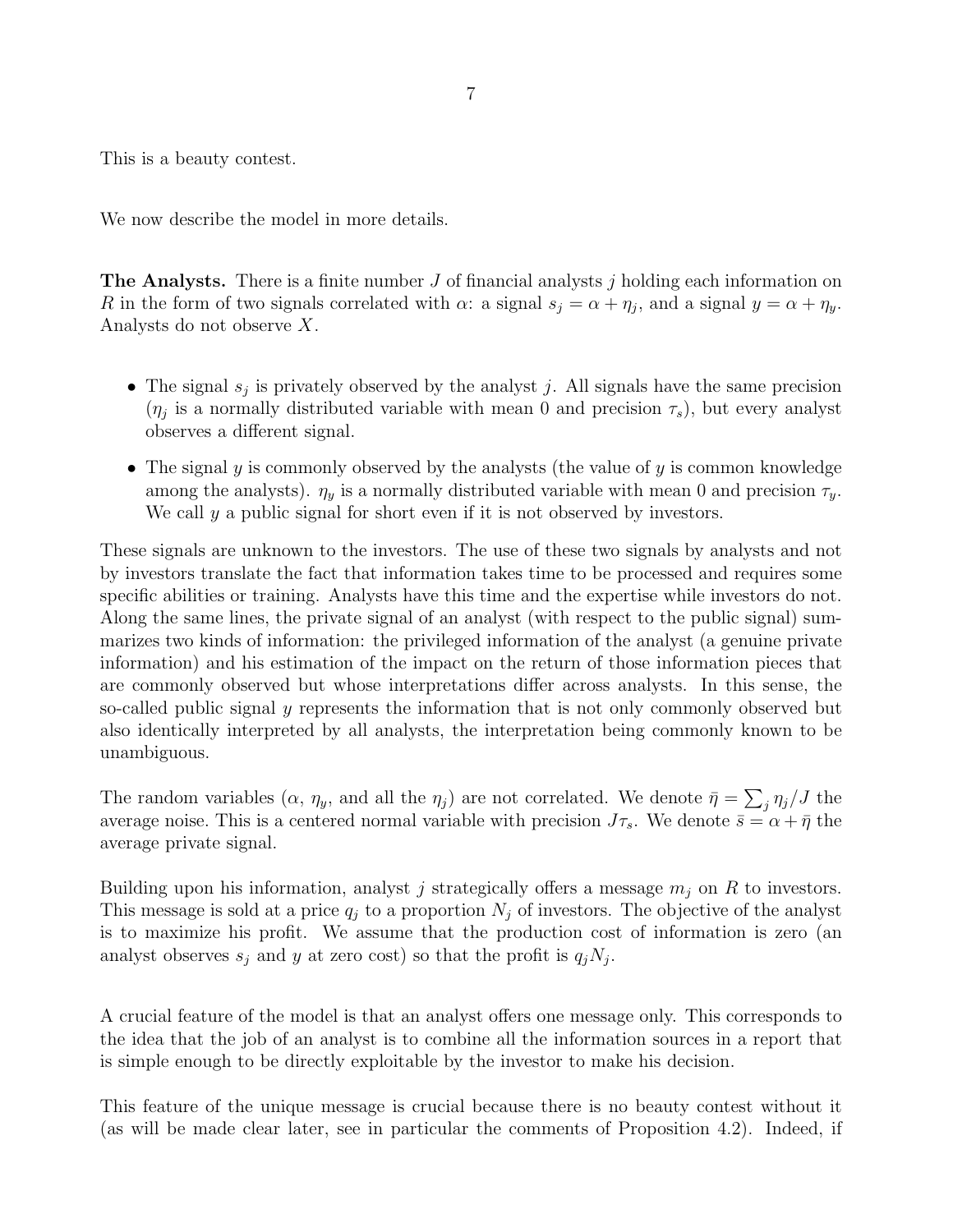This is a beauty contest.

We now describe the model in more details.

**The Analysts.** There is a finite number $J$ of financial analysts $j$ holding each information on $R$ in the form of two signals correlated with $\alpha$: a signal $s_j = \alpha + \eta_j$, and a signal $y = \alpha + \eta_y$. Analysts do not observe $X$.

- The signal $s_j$ is privately observed by the analyst $j$. All signals have the same precision ($\eta_j$ is a normally distributed variable with mean 0 and precision $\tau_s$), but every analyst observes a different signal.
- The signal $y$ is commonly observed by the analysts (the value of $y$ is common knowledge among the analysts). $\eta_y$ is a normally distributed variable with mean 0 and precision $\tau_y$. We call $y$ a public signal for short even if it is not observed by investors.

These signals are unknown to the investors. The use of these two signals by analysts and not by investors translate the fact that information takes time to be processed and requires some specific abilities or training. Analysts have this time and the expertise while investors do not. Along the same lines, the private signal of an analyst (with respect to the public signal) summarizes two kinds of information: the privileged information of the analyst (a genuine private information) and his estimation of the impact on the return of those information pieces that are commonly observed but whose interpretations differ across analysts. In this sense, the so-called public signal $y$ represents the information that is not only commonly observed but also identically interpreted by all analysts, the interpretation being commonly known to be unambiguous.

The random variables ($\alpha$, $\eta_y$, and all the $\eta_j$) are not correlated. We denote $\bar{\eta} = \sum_j \eta_j / J$ the average noise. This is a centered normal variable with precision $J\tau_s$. We denote $\bar{s} = \alpha + \bar{\eta}$ the average private signal.

Building upon his information, analyst $j$ strategically offers a message $m_j$ on $R$ to investors. This message is sold at a price $q_j$ to a proportion $N_j$ of investors. The objective of the analyst is to maximize his profit. We assume that the production cost of information is zero (an analyst observes $s_j$ and $y$ at zero cost) so that the profit is $q_j N_j$.

A crucial feature of the model is that an analyst offers one message only. This corresponds to the idea that the job of an analyst is to combine all the information sources in a report that is simple enough to be directly exploitable by the investor to make his decision.

This feature of the unique message is crucial because there is no beauty contest without it (as will be made clear later, see in particular the comments of Proposition 4.2). Indeed, if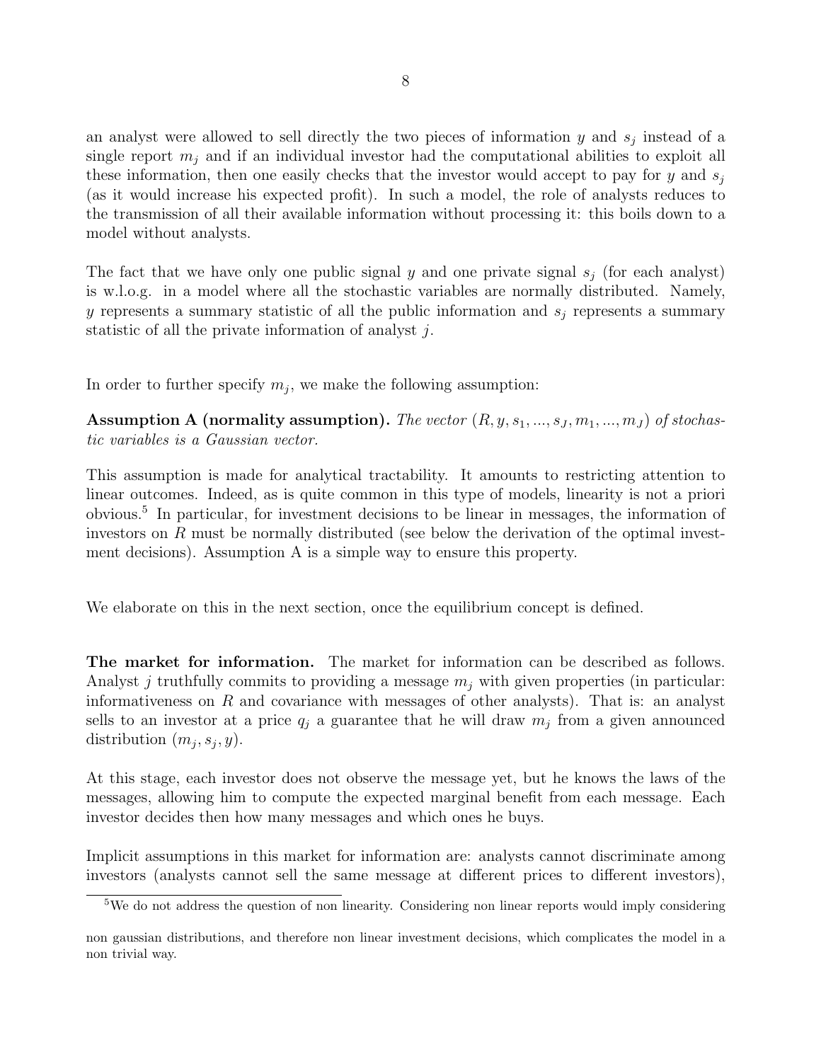an analyst were allowed to sell directly the two pieces of information $y$ and $s_j$ instead of a single report $m_j$ and if an individual investor had the computational abilities to exploit all these information, then one easily checks that the investor would accept to pay for $y$ and $s_j$ (as it would increase his expected profit). In such a model, the role of analysts reduces to the transmission of all their available information without processing it: this boils down to a model without analysts.

The fact that we have only one public signal $y$ and one private signal $s_j$ (for each analyst) is w.l.o.g. in a model where all the stochastic variables are normally distributed. Namely, $y$ represents a summary statistic of all the public information and $s_j$ represents a summary statistic of all the private information of analyst $j$.

In order to further specify $m_j$, we make the following assumption:

**Assumption A (normality assumption).** *The vector $(R, y, s_1, ..., s_J, m_1, ..., m_J)$ of stochastic variables is a Gaussian vector.*

This assumption is made for analytical tractability. It amounts to restricting attention to linear outcomes. Indeed, as is quite common in this type of models, linearity is not a priori obvious.[5] In particular, for investment decisions to be linear in messages, the information of investors on $R$ must be normally distributed (see below the derivation of the optimal investment decisions). Assumption A is a simple way to ensure this property.

We elaborate on this in the next section, once the equilibrium concept is defined.

**The market for information.** The market for information can be described as follows. Analyst $j$ truthfully commits to providing a message $m_j$ with given properties (in particular: informativeness on $R$ and covariance with messages of other analysts). That is: an analyst sells to an investor at a price $q_j$ a guarantee that he will draw $m_j$ from a given announced distribution $(m_j, s_j, y)$.

At this stage, each investor does not observe the message yet, but he knows the laws of the messages, allowing him to compute the expected marginal benefit from each message. Each investor decides then how many messages and which ones he buys.

Implicit assumptions in this market for information are: analysts cannot discriminate among investors (analysts cannot sell the same message at different prices to different investors),

[5] We do not address the question of non linearity. Considering non linear reports would imply considering non gaussian distributions, and therefore non linear investment decisions, which complicates the model in a non trivial way.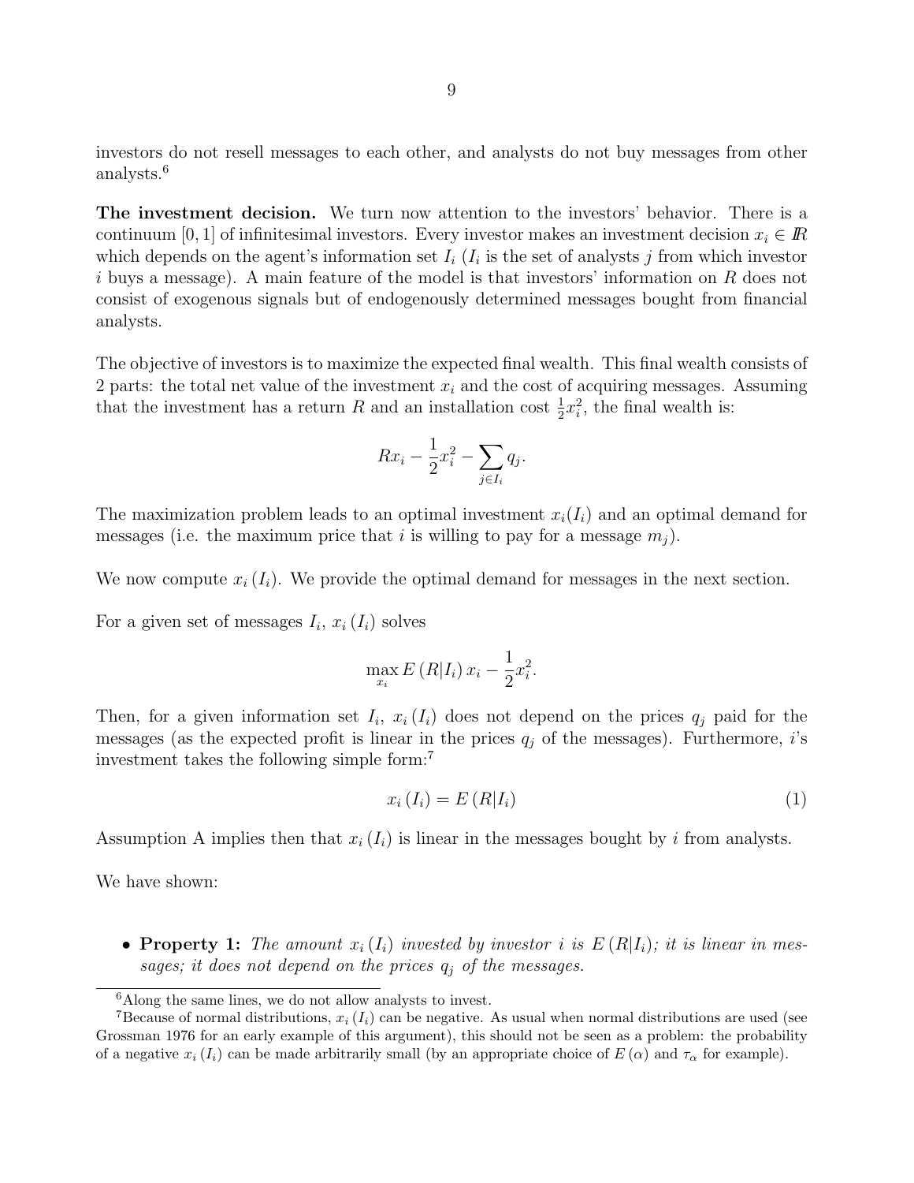investors do not resell messages to each other, and analysts do not buy messages from other analysts.[6]

**The investment decision.** We turn now attention to the investors' behavior. There is a continuum $[0,1]$ of infinitesimal investors. Every investor makes an investment decision $x_i \in I\!R$ which depends on the agent's information set $I_i$ ($I_i$ is the set of analysts $j$ from which investor $i$ buys a message). A main feature of the model is that investors' information on $R$ does not consist of exogenous signals but of endogenously determined messages bought from financial analysts.

The objective of investors is to maximize the expected final wealth. This final wealth consists of 2 parts: the total net value of the investment $x_i$ and the cost of acquiring messages. Assuming that the investment has a return $R$ and an installation cost $\frac{1}{2}x_i^2$, the final wealth is:

$$Rx_i - \frac{1}{2}x_i^2 - \sum_{j \in I_i} q_j.$$

The maximization problem leads to an optimal investment $x_i(I_i)$ and an optimal demand for messages (i.e. the maximum price that $i$ is willing to pay for a message $m_j$).

We now compute $x_i(I_i)$. We provide the optimal demand for messages in the next section.

For a given set of messages $I_i$, $x_i(I_i)$ solves

$$\max_{x_i} E(R|I_i)\, x_i - \frac{1}{2}x_i^2.$$

Then, for a given information set $I_i$, $x_i(I_i)$ does not depend on the prices $q_j$ paid for the messages (as the expected profit is linear in the prices $q_j$ of the messages). Furthermore, $i$'s investment takes the following simple form:[7]

$$x_i(I_i) = E(R|I_i) \tag{1}$$

Assumption A implies then that $x_i(I_i)$ is linear in the messages bought by $i$ from analysts.

We have shown:

- **Property 1:** *The amount $x_i(I_i)$ invested by investor $i$ is $E(R|I_i)$; it is linear in messages; it does not depend on the prices $q_j$ of the messages.*

---

[6] Along the same lines, we do not allow analysts to invest.

[7] Because of normal distributions, $x_i(I_i)$ can be negative. As usual when normal distributions are used (see Grossman 1976 for an early example of this argument), this should not be seen as a problem: the probability of a negative $x_i(I_i)$ can be made arbitrarily small (by an appropriate choice of $E(\alpha)$ and $\tau_\alpha$ for example).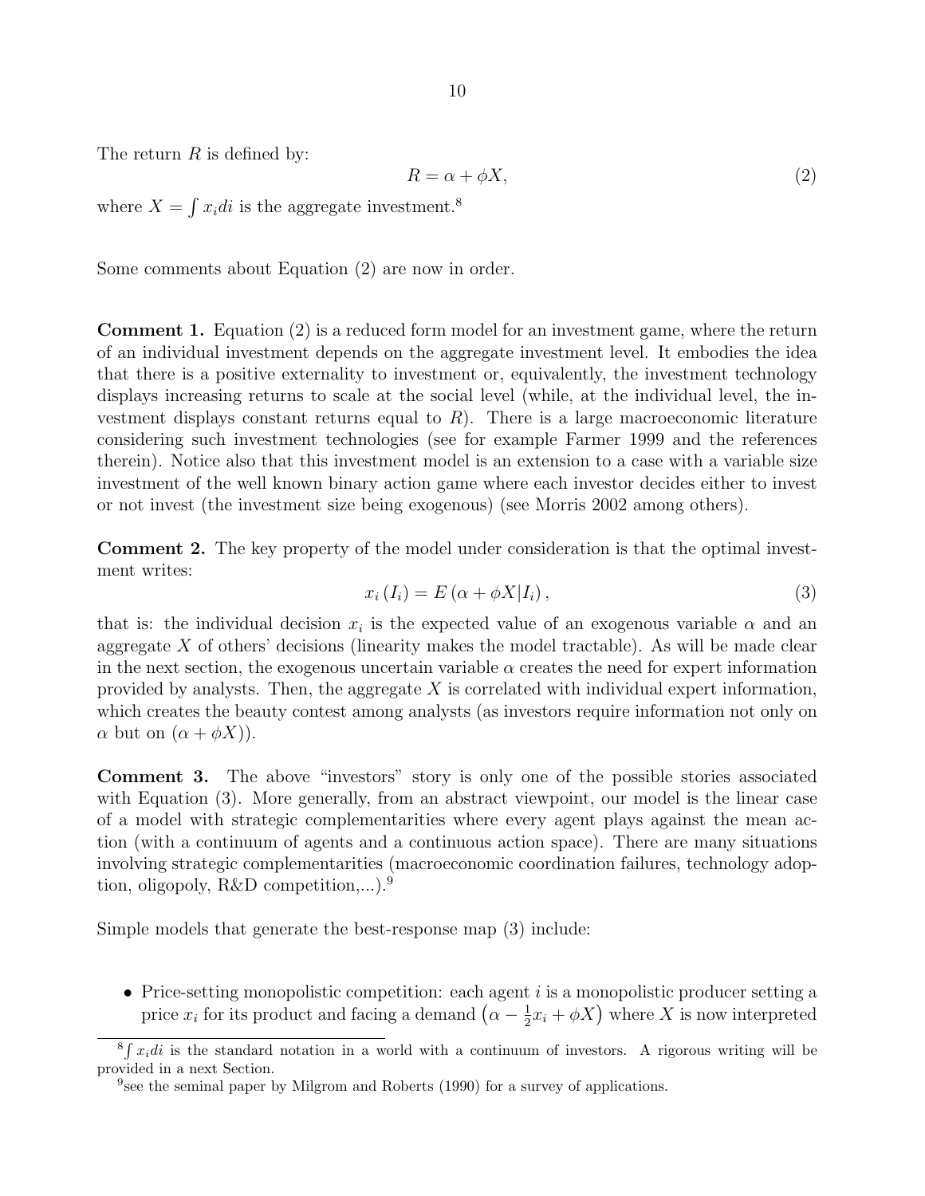The return $R$ is defined by:

$$R = \alpha + \phi X, \tag{2}$$

where $X = \int x_i di$ is the aggregate investment.[8]

Some comments about Equation (2) are now in order.

**Comment 1.** Equation (2) is a reduced form model for an investment game, where the return of an individual investment depends on the aggregate investment level. It embodies the idea that there is a positive externality to investment or, equivalently, the investment technology displays increasing returns to scale at the social level (while, at the individual level, the investment displays constant returns equal to $R$). There is a large macroeconomic literature considering such investment technologies (see for example Farmer 1999 and the references therein). Notice also that this investment model is an extension to a case with a variable size investment of the well known binary action game where each investor decides either to invest or not invest (the investment size being exogenous) (see Morris 2002 among others).

**Comment 2.** The key property of the model under consideration is that the optimal investment writes:

$$x_i(I_i) = E(\alpha + \phi X | I_i), \tag{3}$$

that is: the individual decision $x_i$ is the expected value of an exogenous variable $\alpha$ and an aggregate $X$ of others' decisions (linearity makes the model tractable). As will be made clear in the next section, the exogenous uncertain variable $\alpha$ creates the need for expert information provided by analysts. Then, the aggregate $X$ is correlated with individual expert information, which creates the beauty contest among analysts (as investors require information not only on $\alpha$ but on $(\alpha + \phi X)$).

**Comment 3.** The above "investors" story is only one of the possible stories associated with Equation (3). More generally, from an abstract viewpoint, our model is the linear case of a model with strategic complementarities where every agent plays against the mean action (with a continuum of agents and a continuous action space). There are many situations involving strategic complementarities (macroeconomic coordination failures, technology adoption, oligopoly, R&D competition,...).[9]

Simple models that generate the best-response map (3) include:

- Price-setting monopolistic competition: each agent $i$ is a monopolistic producer setting a price $x_i$ for its product and facing a demand $\left(\alpha - \frac{1}{2}x_i + \phi X\right)$ where $X$ is now interpreted

---

[8] $\int x_i di$ is the standard notation in a world with a continuum of investors. A rigorous writing will be provided in a next Section.

[9] see the seminal paper by Milgrom and Roberts (1990) for a survey of applications.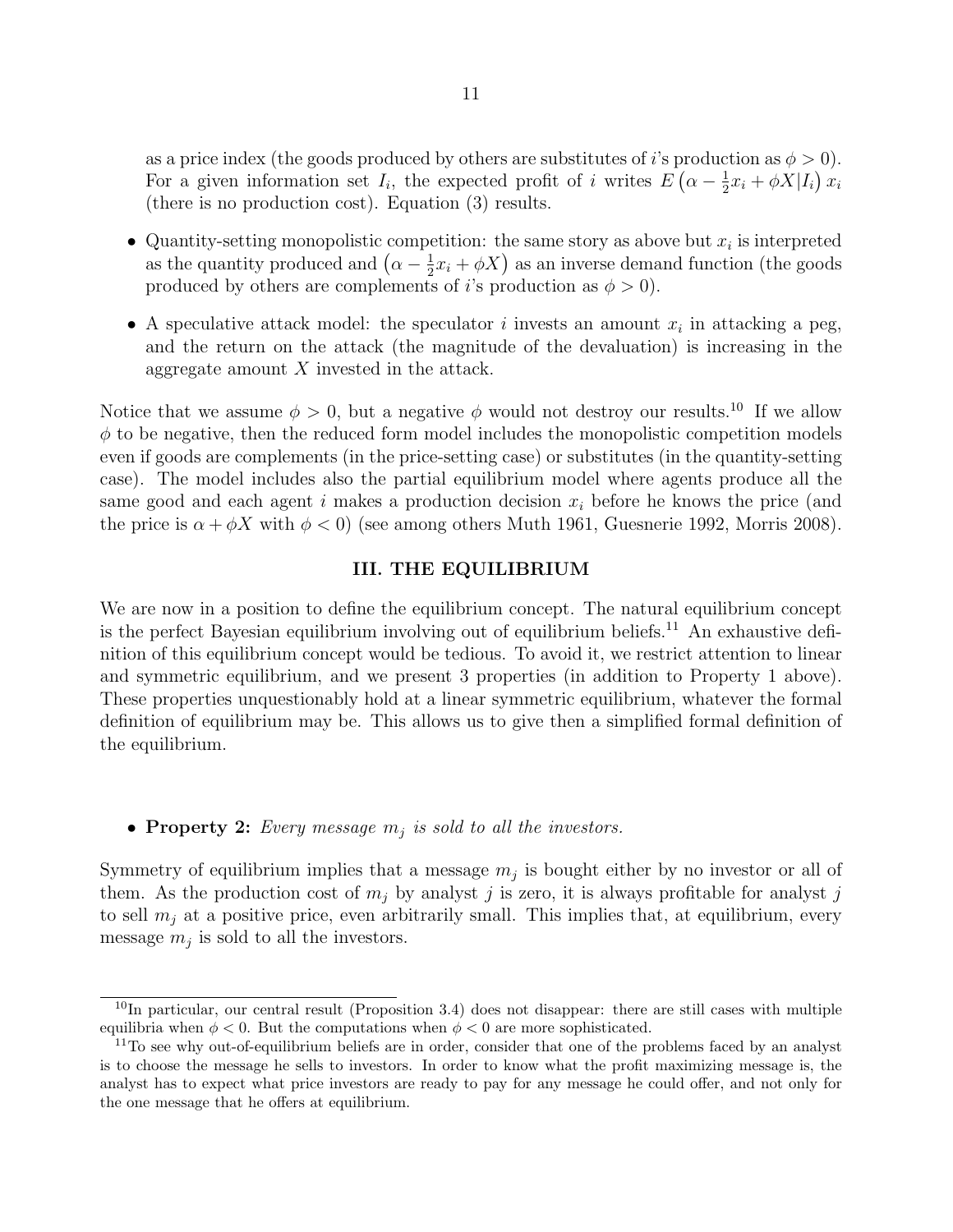as a price index (the goods produced by others are substitutes of $i$'s production as $\phi > 0$). For a given information set $I_i$, the expected profit of $i$ writes $E\left(\alpha - \frac{1}{2}x_i + \phi X | I_i\right) x_i$ (there is no production cost). Equation (3) results.

- Quantity-setting monopolistic competition: the same story as above but $x_i$ is interpreted as the quantity produced and $\left(\alpha - \frac{1}{2}x_i + \phi X\right)$ as an inverse demand function (the goods produced by others are complements of $i$'s production as $\phi > 0$).
- A speculative attack model: the speculator $i$ invests an amount $x_i$ in attacking a peg, and the return on the attack (the magnitude of the devaluation) is increasing in the aggregate amount $X$ invested in the attack.

Notice that we assume $\phi > 0$, but a negative $\phi$ would not destroy our results.[10] If we allow $\phi$ to be negative, then the reduced form model includes the monopolistic competition models even if goods are complements (in the price-setting case) or substitutes (in the quantity-setting case). The model includes also the partial equilibrium model where agents produce all the same good and each agent $i$ makes a production decision $x_i$ before he knows the price (and the price is $\alpha + \phi X$ with $\phi < 0$) (see among others Muth 1961, Guesnerie 1992, Morris 2008).

## III. THE EQUILIBRIUM

We are now in a position to define the equilibrium concept. The natural equilibrium concept is the perfect Bayesian equilibrium involving out of equilibrium beliefs.[11] An exhaustive definition of this equilibrium concept would be tedious. To avoid it, we restrict attention to linear and symmetric equilibrium, and we present 3 properties (in addition to Property 1 above). These properties unquestionably hold at a linear symmetric equilibrium, whatever the formal definition of equilibrium may be. This allows us to give then a simplified formal definition of the equilibrium.

- **Property 2:** *Every message $m_j$ is sold to all the investors.*

Symmetry of equilibrium implies that a message $m_j$ is bought either by no investor or all of them. As the production cost of $m_j$ by analyst $j$ is zero, it is always profitable for analyst $j$ to sell $m_j$ at a positive price, even arbitrarily small. This implies that, at equilibrium, every message $m_j$ is sold to all the investors.

---

[10] In particular, our central result (Proposition 3.4) does not disappear: there are still cases with multiple equilibria when $\phi < 0$. But the computations when $\phi < 0$ are more sophisticated.

[11] To see why out-of-equilibrium beliefs are in order, consider that one of the problems faced by an analyst is to choose the message he sells to investors. In order to know what the profit maximizing message is, the analyst has to expect what price investors are ready to pay for any message he could offer, and not only for the one message that he offers at equilibrium.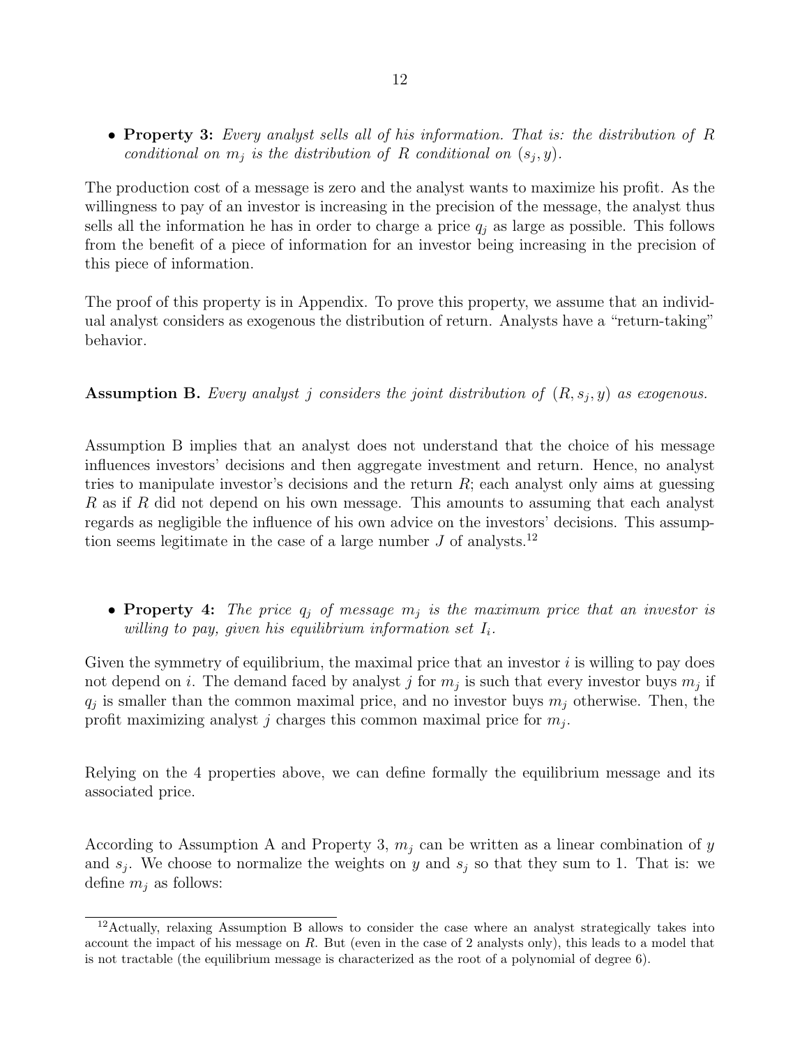- **Property 3:** *Every analyst sells all of his information. That is: the distribution of $R$ conditional on $m_j$ is the distribution of $R$ conditional on $(s_j, y)$.*

The production cost of a message is zero and the analyst wants to maximize his profit. As the willingness to pay of an investor is increasing in the precision of the message, the analyst thus sells all the information he has in order to charge a price $q_j$ as large as possible. This follows from the benefit of a piece of information for an investor being increasing in the precision of this piece of information.

The proof of this property is in Appendix. To prove this property, we assume that an individual analyst considers as exogenous the distribution of return. Analysts have a "return-taking" behavior.

**Assumption B.** *Every analyst $j$ considers the joint distribution of $(R, s_j, y)$ as exogenous.*

Assumption B implies that an analyst does not understand that the choice of his message influences investors' decisions and then aggregate investment and return. Hence, no analyst tries to manipulate investor's decisions and the return $R$; each analyst only aims at guessing $R$ as if $R$ did not depend on his own message. This amounts to assuming that each analyst regards as negligible the influence of his own advice on the investors' decisions. This assumption seems legitimate in the case of a large number $J$ of analysts.[12]

- **Property 4:** *The price $q_j$ of message $m_j$ is the maximum price that an investor is willing to pay, given his equilibrium information set $I_i$.*

Given the symmetry of equilibrium, the maximal price that an investor $i$ is willing to pay does not depend on $i$. The demand faced by analyst $j$ for $m_j$ is such that every investor buys $m_j$ if $q_j$ is smaller than the common maximal price, and no investor buys $m_j$ otherwise. Then, the profit maximizing analyst $j$ charges this common maximal price for $m_j$.

Relying on the 4 properties above, we can define formally the equilibrium message and its associated price.

According to Assumption A and Property 3, $m_j$ can be written as a linear combination of $y$ and $s_j$. We choose to normalize the weights on $y$ and $s_j$ so that they sum to 1. That is: we define $m_j$ as follows:

[12] Actually, relaxing Assumption B allows to consider the case where an analyst strategically takes into account the impact of his message on $R$. But (even in the case of 2 analysts only), this leads to a model that is not tractable (the equilibrium message is characterized as the root of a polynomial of degree 6).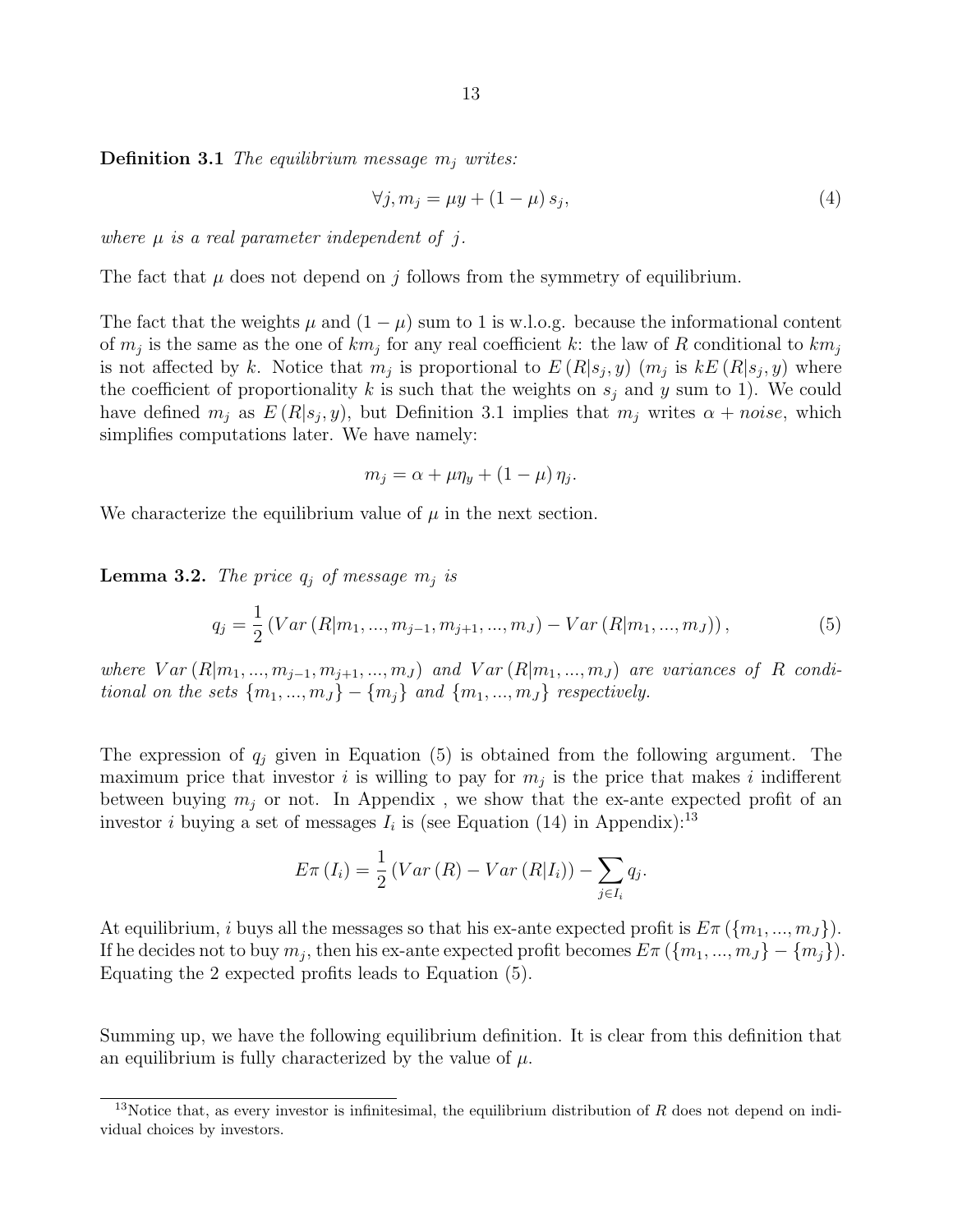**Definition 3.1** *The equilibrium message $m_j$ writes:*

$$\forall j, m_j = \mu y + (1 - \mu) s_j, \tag{4}$$

*where $\mu$ is a real parameter independent of $j$.*

The fact that $\mu$ does not depend on $j$ follows from the symmetry of equilibrium.

The fact that the weights $\mu$ and $(1 - \mu)$ sum to 1 is w.l.o.g. because the informational content of $m_j$ is the same as the one of $km_j$ for any real coefficient $k$: the law of $R$ conditional to $km_j$ is not affected by $k$. Notice that $m_j$ is proportional to $E(R|s_j, y)$ ($m_j$ is $kE(R|s_j, y)$ where the coefficient of proportionality $k$ is such that the weights on $s_j$ and $y$ sum to 1). We could have defined $m_j$ as $E(R|s_j, y)$, but Definition 3.1 implies that $m_j$ writes $\alpha + noise$, which simplifies computations later. We have namely:

$$m_j = \alpha + \mu\eta_y + (1 - \mu)\eta_j.$$

We characterize the equilibrium value of $\mu$ in the next section.

**Lemma 3.2.** *The price $q_j$ of message $m_j$ is*

$$q_j = \frac{1}{2}\left(Var\left(R|m_1, ..., m_{j-1}, m_{j+1}, ..., m_J\right) - Var\left(R|m_1, ..., m_J\right)\right), \tag{5}$$

*where $Var\left(R|m_1, ..., m_{j-1}, m_{j+1}, ..., m_J\right)$ and $Var\left(R|m_1, ..., m_J\right)$ are variances of $R$ conditional on the sets $\{m_1, ..., m_J\} - \{m_j\}$ and $\{m_1, ..., m_J\}$ respectively.*

The expression of $q_j$ given in Equation (5) is obtained from the following argument. The maximum price that investor $i$ is willing to pay for $m_j$ is the price that makes $i$ indifferent between buying $m_j$ or not. In Appendix , we show that the ex-ante expected profit of an investor $i$ buying a set of messages $I_i$ is (see Equation (14) in Appendix):[13]

$$E\pi\left(I_i\right) = \frac{1}{2}\left(Var\left(R\right) - Var\left(R|I_i\right)\right) - \sum_{j \in I_i} q_j.$$

At equilibrium, $i$ buys all the messages so that his ex-ante expected profit is $E\pi\left(\{m_1, ..., m_J\}\right)$. If he decides not to buy $m_j$, then his ex-ante expected profit becomes $E\pi\left(\{m_1, ..., m_J\} - \{m_j\}\right)$. Equating the 2 expected profits leads to Equation (5).

Summing up, we have the following equilibrium definition. It is clear from this definition that an equilibrium is fully characterized by the value of $\mu$.

[13] Notice that, as every investor is infinitesimal, the equilibrium distribution of $R$ does not depend on individual choices by investors.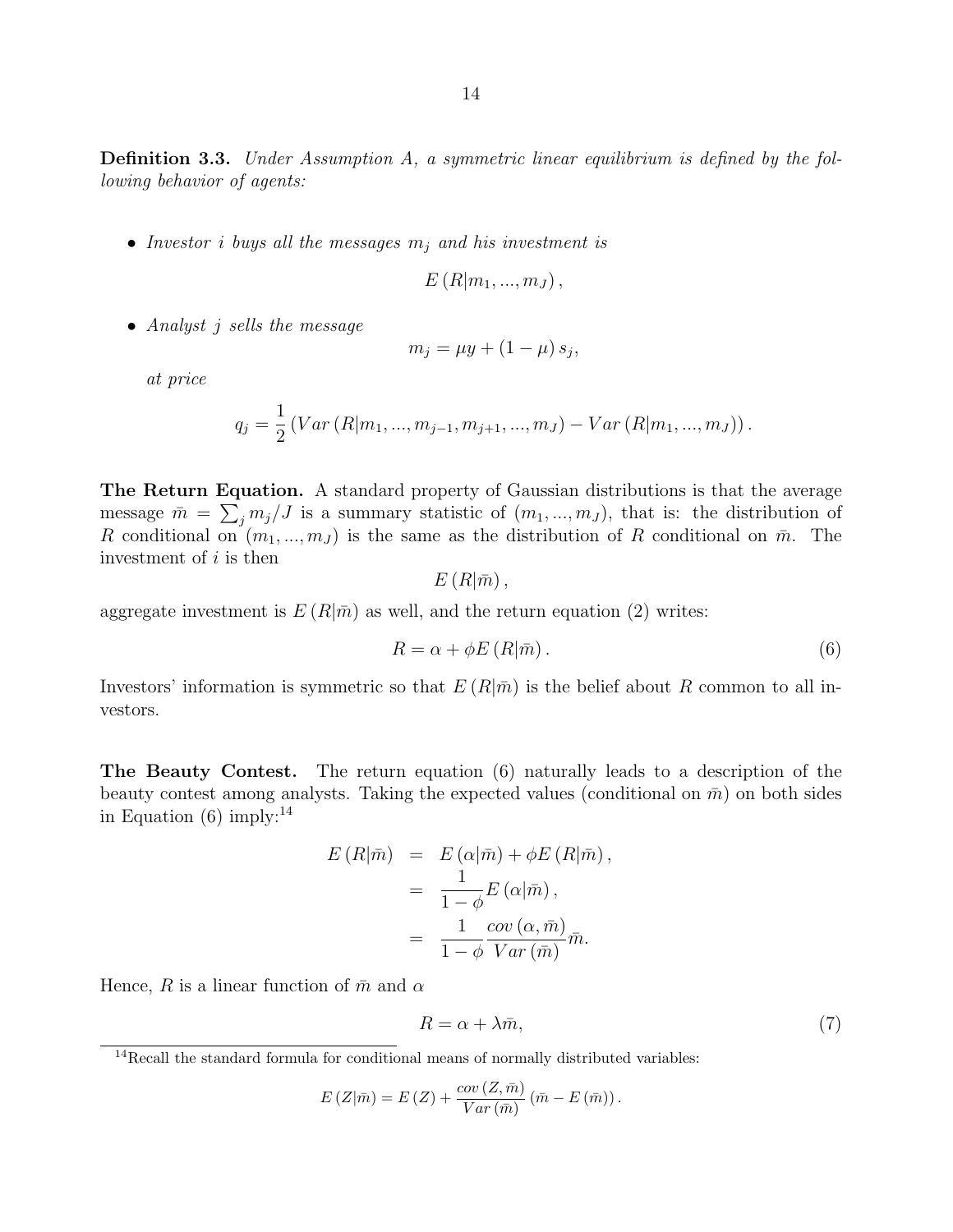**Definition 3.3.** *Under Assumption A, a symmetric linear equilibrium is defined by the following behavior of agents:*

- *Investor $i$ buys all the messages $m_j$ and his investment is*

$$E\left(R|m_1,...,m_J\right),$$

- *Analyst $j$ sells the message*

$$m_j = \mu y + (1-\mu)\, s_j,$$

  *at price*

$$q_j = \frac{1}{2}\left(Var\left(R|m_1,...,m_{j-1},m_{j+1},...,m_J\right) - Var\left(R|m_1,...,m_J\right)\right).$$

**The Return Equation.** A standard property of Gaussian distributions is that the average message $\bar{m} = \sum_j m_j/J$ is a summary statistic of $(m_1,...,m_J)$, that is: the distribution of $R$ conditional on $(m_1,...,m_J)$ is the same as the distribution of $R$ conditional on $\bar{m}$. The investment of $i$ is then

$$E\left(R|\bar{m}\right),$$

aggregate investment is $E\left(R|\bar{m}\right)$ as well, and the return equation (2) writes:

$$R = \alpha + \phi E\left(R|\bar{m}\right). \tag{6}$$

Investors' information is symmetric so that $E\left(R|\bar{m}\right)$ is the belief about $R$ common to all investors.

**The Beauty Contest.** The return equation (6) naturally leads to a description of the beauty contest among analysts. Taking the expected values (conditional on $\bar{m}$) on both sides in Equation (6) imply:[14]

$$\begin{aligned}
E\left(R|\bar{m}\right) &= E\left(\alpha|\bar{m}\right) + \phi E\left(R|\bar{m}\right), \\
&= \frac{1}{1-\phi} E\left(\alpha|\bar{m}\right), \\
&= \frac{1}{1-\phi} \frac{cov\left(\alpha,\bar{m}\right)}{Var\left(\bar{m}\right)} \bar{m}.
\end{aligned}$$

Hence, $R$ is a linear function of $\bar{m}$ and $\alpha$

$$R = \alpha + \lambda \bar{m}, \tag{7}$$

[14]Recall the standard formula for conditional means of normally distributed variables:

$$E\left(Z|\bar{m}\right) = E\left(Z\right) + \frac{cov\left(Z,\bar{m}\right)}{Var\left(\bar{m}\right)}\left(\bar{m} - E\left(\bar{m}\right)\right).$$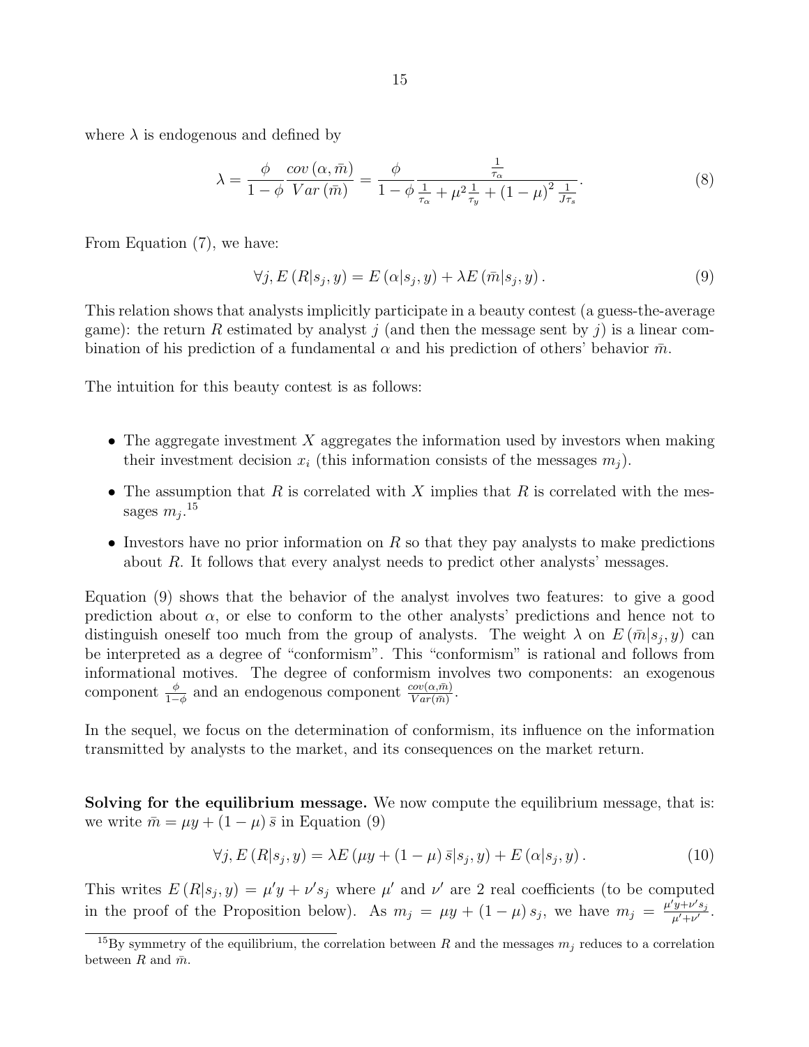where $\lambda$ is endogenous and defined by

$$\lambda = \frac{\phi}{1-\phi} \frac{cov(\alpha, \bar{m})}{Var(\bar{m})} = \frac{\phi}{1-\phi} \frac{\frac{1}{\tau_\alpha}}{\frac{1}{\tau_\alpha} + \mu^2 \frac{1}{\tau_y} + (1-\mu)^2 \frac{1}{J\tau_s}}. \tag{8}$$

From Equation (7), we have:

$$\forall j, E(R|s_j, y) = E(\alpha|s_j, y) + \lambda E(\bar{m}|s_j, y). \tag{9}$$

This relation shows that analysts implicitly participate in a beauty contest (a guess-the-average game): the return $R$ estimated by analyst $j$ (and then the message sent by $j$) is a linear combination of his prediction of a fundamental $\alpha$ and his prediction of others' behavior $\bar{m}$.

The intuition for this beauty contest is as follows:

- The aggregate investment $X$ aggregates the information used by investors when making their investment decision $x_i$ (this information consists of the messages $m_j$).
- The assumption that $R$ is correlated with $X$ implies that $R$ is correlated with the messages $m_j$.[15]
- Investors have no prior information on $R$ so that they pay analysts to make predictions about $R$. It follows that every analyst needs to predict other analysts' messages.

Equation (9) shows that the behavior of the analyst involves two features: to give a good prediction about $\alpha$, or else to conform to the other analysts' predictions and hence not to distinguish oneself too much from the group of analysts. The weight $\lambda$ on $E(\bar{m}|s_j, y)$ can be interpreted as a degree of "conformism". This "conformism" is rational and follows from informational motives. The degree of conformism involves two components: an exogenous component $\frac{\phi}{1-\phi}$ and an endogenous component $\frac{cov(\alpha,\bar{m})}{Var(\bar{m})}$.

In the sequel, we focus on the determination of conformism, its influence on the information transmitted by analysts to the market, and its consequences on the market return.

**Solving for the equilibrium message.** We now compute the equilibrium message, that is: we write $\bar{m} = \mu y + (1-\mu)\bar{s}$ in Equation (9)

$$\forall j, E(R|s_j, y) = \lambda E(\mu y + (1-\mu)\bar{s}|s_j, y) + E(\alpha|s_j, y). \tag{10}$$

This writes $E(R|s_j, y) = \mu' y + \nu' s_j$ where $\mu'$ and $\nu'$ are 2 real coefficients (to be computed in the proof of the Proposition below). As $m_j = \mu y + (1-\mu)s_j$, we have $m_j = \frac{\mu' y + \nu' s_j}{\mu' + \nu'}$.

[15] By symmetry of the equilibrium, the correlation between $R$ and the messages $m_j$ reduces to a correlation between $R$ and $\bar{m}$.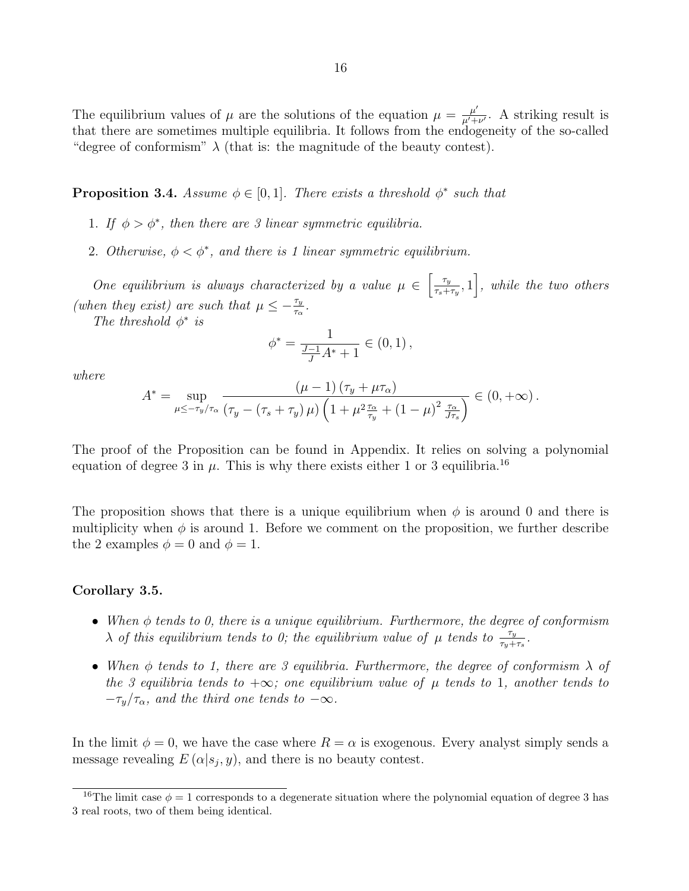The equilibrium values of $\mu$ are the solutions of the equation $\mu = \frac{\mu'}{\mu'+\nu'}$. A striking result is that there are sometimes multiple equilibria. It follows from the endogeneity of the so-called "degree of conformism" $\lambda$ (that is: the magnitude of the beauty contest).

**Proposition 3.4.** *Assume $\phi \in [0, 1]$. There exists a threshold $\phi^*$ such that*

1. *If $\phi > \phi^*$, then there are 3 linear symmetric equilibria.*
2. *Otherwise, $\phi < \phi^*$, and there is 1 linear symmetric equilibrium.*

*One equilibrium is always characterized by a value $\mu \in \left[\frac{\tau_y}{\tau_s+\tau_y}, 1\right]$, while the two others (when they exist) are such that $\mu \leq -\frac{\tau_y}{\tau_\alpha}$.*

*The threshold $\phi^*$ is*

$$\phi^* = \frac{1}{\frac{J-1}{J}A^* + 1} \in (0, 1),$$

*where*

$$A^* = \sup_{\mu \leq -\tau_y/\tau_\alpha} \frac{(\mu - 1)(\tau_y + \mu\tau_\alpha)}{(\tau_y - (\tau_s + \tau_y)\mu)\left(1 + \mu^2\frac{\tau_\alpha}{\tau_y} + (1-\mu)^2\frac{\tau_\alpha}{J\tau_s}\right)} \in (0, +\infty).$$

The proof of the Proposition can be found in Appendix. It relies on solving a polynomial equation of degree 3 in $\mu$. This is why there exists either 1 or 3 equilibria.[16]

The proposition shows that there is a unique equilibrium when $\phi$ is around 0 and there is multiplicity when $\phi$ is around 1. Before we comment on the proposition, we further describe the 2 examples $\phi = 0$ and $\phi = 1$.

**Corollary 3.5.**

- *When $\phi$ tends to 0, there is a unique equilibrium. Furthermore, the degree of conformism $\lambda$ of this equilibrium tends to 0; the equilibrium value of $\mu$ tends to $\frac{\tau_y}{\tau_y+\tau_s}$.*
- *When $\phi$ tends to 1, there are 3 equilibria. Furthermore, the degree of conformism $\lambda$ of the 3 equilibria tends to $+\infty$; one equilibrium value of $\mu$ tends to 1, another tends to $-\tau_y/\tau_\alpha$, and the third one tends to $-\infty$.*

In the limit $\phi = 0$, we have the case where $R = \alpha$ is exogenous. Every analyst simply sends a message revealing $E(\alpha|s_j, y)$, and there is no beauty contest.

[16] The limit case $\phi = 1$ corresponds to a degenerate situation where the polynomial equation of degree 3 has 3 real roots, two of them being identical.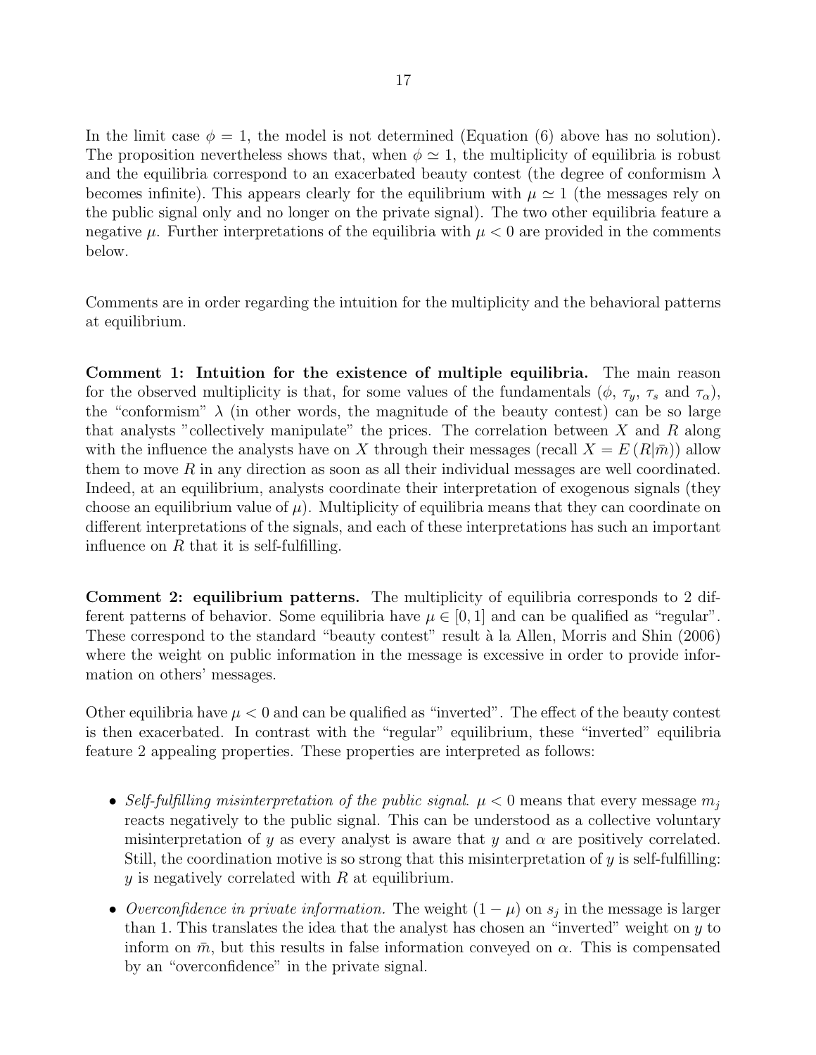In the limit case $\phi = 1$, the model is not determined (Equation (6) above has no solution). The proposition nevertheless shows that, when $\phi \simeq 1$, the multiplicity of equilibria is robust and the equilibria correspond to an exacerbated beauty contest (the degree of conformism $\lambda$ becomes infinite). This appears clearly for the equilibrium with $\mu \simeq 1$ (the messages rely on the public signal only and no longer on the private signal). The two other equilibria feature a negative $\mu$. Further interpretations of the equilibria with $\mu < 0$ are provided in the comments below.

Comments are in order regarding the intuition for the multiplicity and the behavioral patterns at equilibrium.

**Comment 1: Intuition for the existence of multiple equilibria.** The main reason for the observed multiplicity is that, for some values of the fundamentals ($\phi$, $\tau_y$, $\tau_s$ and $\tau_\alpha$), the "conformism" $\lambda$ (in other words, the magnitude of the beauty contest) can be so large that analysts "collectively manipulate" the prices. The correlation between $X$ and $R$ along with the influence the analysts have on $X$ through their messages (recall $X = E(R|\bar{m})$) allow them to move $R$ in any direction as soon as all their individual messages are well coordinated. Indeed, at an equilibrium, analysts coordinate their interpretation of exogenous signals (they choose an equilibrium value of $\mu$). Multiplicity of equilibria means that they can coordinate on different interpretations of the signals, and each of these interpretations has such an important influence on $R$ that it is self-fulfilling.

**Comment 2: equilibrium patterns.** The multiplicity of equilibria corresponds to 2 different patterns of behavior. Some equilibria have $\mu \in [0, 1]$ and can be qualified as "regular". These correspond to the standard "beauty contest" result à la Allen, Morris and Shin (2006) where the weight on public information in the message is excessive in order to provide information on others' messages.

Other equilibria have $\mu < 0$ and can be qualified as "inverted". The effect of the beauty contest is then exacerbated. In contrast with the "regular" equilibrium, these "inverted" equilibria feature 2 appealing properties. These properties are interpreted as follows:

- *Self-fulfilling misinterpretation of the public signal.* $\mu < 0$ means that every message $m_j$ reacts negatively to the public signal. This can be understood as a collective voluntary misinterpretation of $y$ as every analyst is aware that $y$ and $\alpha$ are positively correlated. Still, the coordination motive is so strong that this misinterpretation of $y$ is self-fulfilling: $y$ is negatively correlated with $R$ at equilibrium.
- *Overconfidence in private information.* The weight $(1 - \mu)$ on $s_j$ in the message is larger than 1. This translates the idea that the analyst has chosen an "inverted" weight on $y$ to inform on $\bar{m}$, but this results in false information conveyed on $\alpha$. This is compensated by an "overconfidence" in the private signal.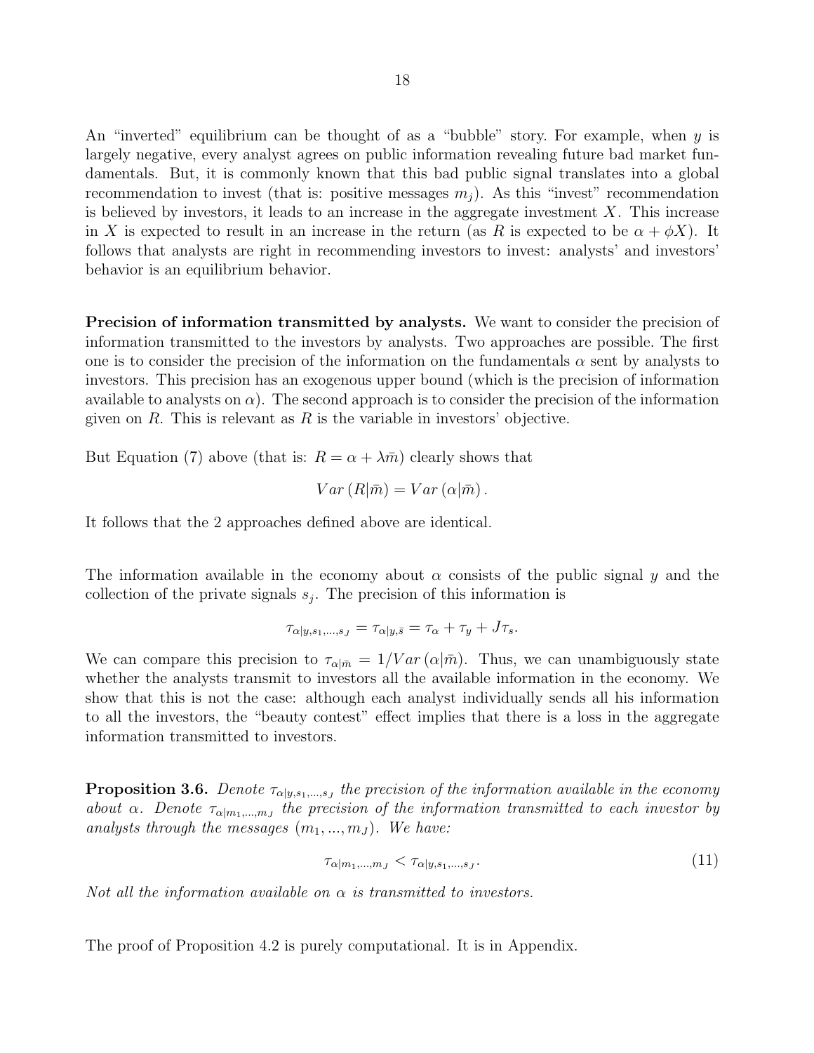An "inverted" equilibrium can be thought of as a "bubble" story. For example, when $y$ is largely negative, every analyst agrees on public information revealing future bad market fundamentals. But, it is commonly known that this bad public signal translates into a global recommendation to invest (that is: positive messages $m_j$). As this "invest" recommendation is believed by investors, it leads to an increase in the aggregate investment $X$. This increase in $X$ is expected to result in an increase in the return (as $R$ is expected to be $\alpha + \phi X$). It follows that analysts are right in recommending investors to invest: analysts' and investors' behavior is an equilibrium behavior.

**Precision of information transmitted by analysts.** We want to consider the precision of information transmitted to the investors by analysts. Two approaches are possible. The first one is to consider the precision of the information on the fundamentals $\alpha$ sent by analysts to investors. This precision has an exogenous upper bound (which is the precision of information available to analysts on $\alpha$). The second approach is to consider the precision of the information given on $R$. This is relevant as $R$ is the variable in investors' objective.

But Equation (7) above (that is: $R = \alpha + \lambda \bar{m}$) clearly shows that

$$Var\left(R|\bar{m}\right) = Var\left(\alpha|\bar{m}\right).$$

It follows that the 2 approaches defined above are identical.

The information available in the economy about $\alpha$ consists of the public signal $y$ and the collection of the private signals $s_j$. The precision of this information is

$$\tau_{\alpha|y,s_1,\ldots,s_J} = \tau_{\alpha|y,\bar{s}} = \tau_\alpha + \tau_y + J\tau_s.$$

We can compare this precision to $\tau_{\alpha|\bar{m}} = 1/Var\left(\alpha|\bar{m}\right)$. Thus, we can unambiguously state whether the analysts transmit to investors all the available information in the economy. We show that this is not the case: although each analyst individually sends all his information to all the investors, the "beauty contest" effect implies that there is a loss in the aggregate information transmitted to investors.

**Proposition 3.6.** *Denote $\tau_{\alpha|y,s_1,\ldots,s_J}$ the precision of the information available in the economy about $\alpha$. Denote $\tau_{\alpha|m_1,\ldots,m_J}$ the precision of the information transmitted to each investor by analysts through the messages $(m_1, \ldots, m_J)$. We have:*

$$\tau_{\alpha|m_1,\ldots,m_J} < \tau_{\alpha|y,s_1,\ldots,s_J}. \tag{11}$$

*Not all the information available on $\alpha$ is transmitted to investors.*

The proof of Proposition 4.2 is purely computational. It is in Appendix.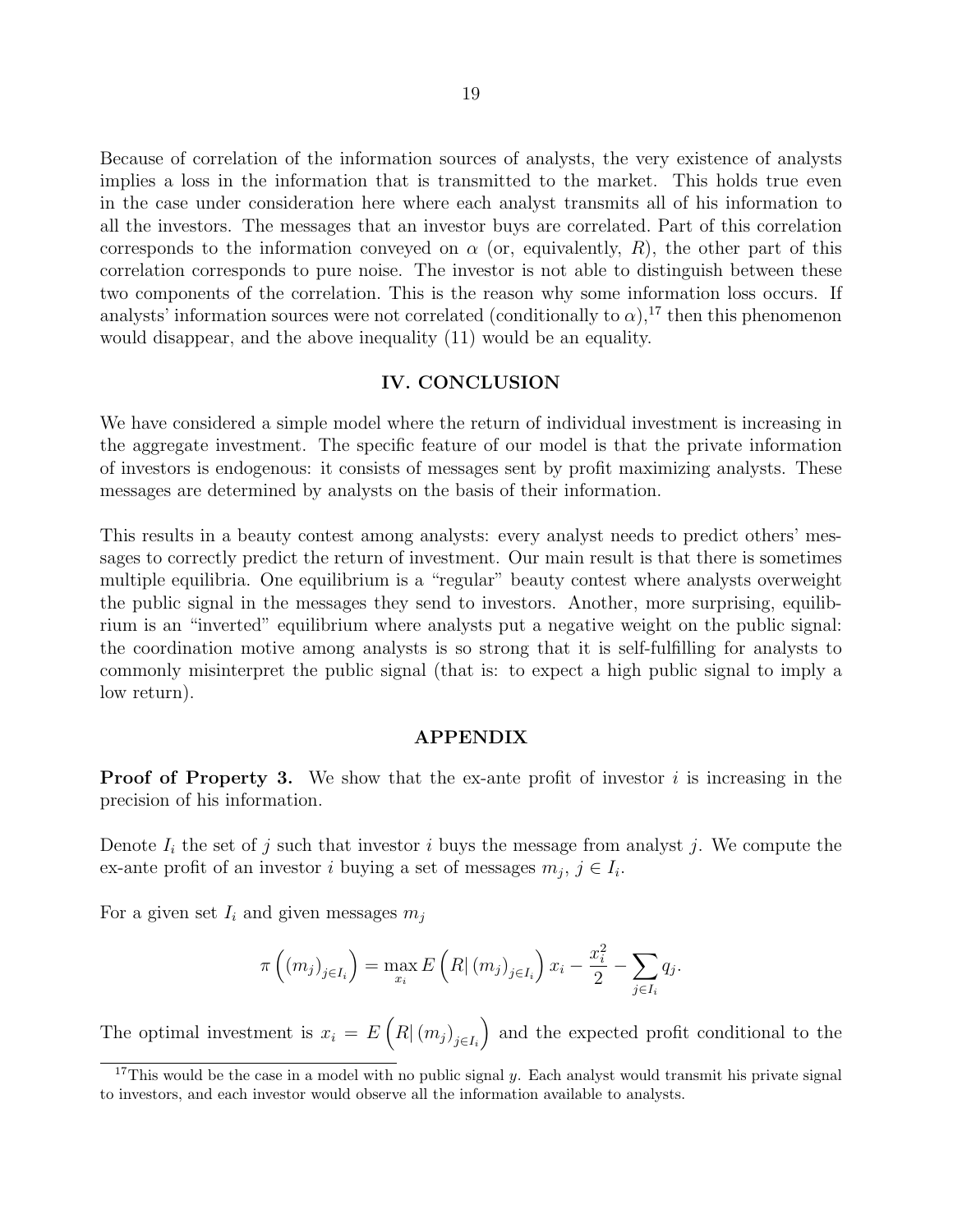Because of correlation of the information sources of analysts, the very existence of analysts implies a loss in the information that is transmitted to the market. This holds true even in the case under consideration here where each analyst transmits all of his information to all the investors. The messages that an investor buys are correlated. Part of this correlation corresponds to the information conveyed on $\alpha$ (or, equivalently, $R$), the other part of this correlation corresponds to pure noise. The investor is not able to distinguish between these two components of the correlation. This is the reason why some information loss occurs. If analysts' information sources were not correlated (conditionally to $\alpha$),[17] then this phenomenon would disappear, and the above inequality (11) would be an equality.

## IV. CONCLUSION

We have considered a simple model where the return of individual investment is increasing in the aggregate investment. The specific feature of our model is that the private information of investors is endogenous: it consists of messages sent by profit maximizing analysts. These messages are determined by analysts on the basis of their information.

This results in a beauty contest among analysts: every analyst needs to predict others' messages to correctly predict the return of investment. Our main result is that there is sometimes multiple equilibria. One equilibrium is a "regular" beauty contest where analysts overweight the public signal in the messages they send to investors. Another, more surprising, equilibrium is an "inverted" equilibrium where analysts put a negative weight on the public signal: the coordination motive among analysts is so strong that it is self-fulfilling for analysts to commonly misinterpret the public signal (that is: to expect a high public signal to imply a low return).

## APPENDIX

**Proof of Property 3.** We show that the ex-ante profit of investor $i$ is increasing in the precision of his information.

Denote $I_i$ the set of $j$ such that investor $i$ buys the message from analyst $j$. We compute the ex-ante profit of an investor $i$ buying a set of messages $m_j$, $j \in I_i$.

For a given set $I_i$ and given messages $m_j$

$$\pi\left((m_j)_{j\in I_i}\right) = \max_{x_i} E\left(R|\,(m_j)_{j\in I_i}\right)x_i - \frac{x_i^2}{2} - \sum_{j\in I_i} q_j.$$

The optimal investment is $x_i = E\left(R|\,(m_j)_{j\in I_i}\right)$ and the expected profit conditional to the

[17] This would be the case in a model with no public signal $y$. Each analyst would transmit his private signal to investors, and each investor would observe all the information available to analysts.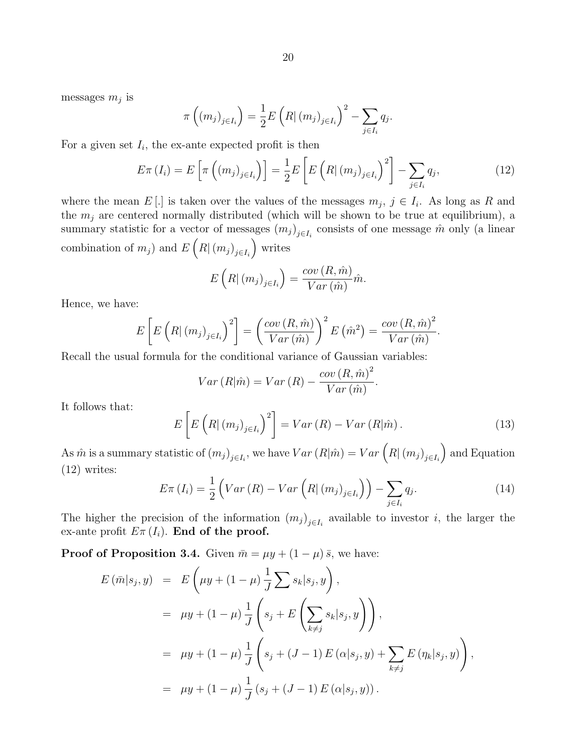messages $m_j$ is

$$\pi\left((m_j)_{j\in I_i}\right) = \frac{1}{2}E\left(R|\left(m_j\right)_{j\in I_i}\right)^2 - \sum_{j\in I_i} q_j.$$

For a given set $I_i$, the ex-ante expected profit is then

$$E\pi\left(I_i\right) = E\left[\pi\left((m_j)_{j\in I_i}\right)\right] = \frac{1}{2}E\left[E\left(R|\left(m_j\right)_{j\in I_i}\right)^2\right] - \sum_{j\in I_i} q_j, \tag{12}$$

where the mean $E[.]$ is taken over the values of the messages $m_j$, $j \in I_i$. As long as $R$ and the $m_j$ are centered normally distributed (which will be shown to be true at equilibrium), a summary statistic for a vector of messages $(m_j)_{j\in I_i}$ consists of one message $\hat{m}$ only (a linear combination of $m_j$) and $E\left(R|\left(m_j\right)_{j\in I_i}\right)$ writes

$$E\left(R|\left(m_j\right)_{j\in I_i}\right) = \frac{cov\left(R,\hat{m}\right)}{Var\left(\hat{m}\right)}\hat{m}.$$

Hence, we have:

$$E\left[E\left(R|\left(m_j\right)_{j\in I_i}\right)^2\right] = \left(\frac{cov\left(R,\hat{m}\right)}{Var\left(\hat{m}\right)}\right)^2 E\left(\hat{m}^2\right) = \frac{cov\left(R,\hat{m}\right)^2}{Var\left(\hat{m}\right)}.$$

Recall the usual formula for the conditional variance of Gaussian variables:

$$Var\left(R|\hat{m}\right) = Var\left(R\right) - \frac{cov\left(R,\hat{m}\right)^2}{Var\left(\hat{m}\right)}.$$

It follows that:

$$E\left[E\left(R|\left(m_j\right)_{j\in I_i}\right)^2\right] = Var\left(R\right) - Var\left(R|\hat{m}\right). \tag{13}$$

As $\hat{m}$ is a summary statistic of $(m_j)_{j\in I_i}$, we have $Var\left(R|\hat{m}\right) = Var\left(R|\left(m_j\right)_{j\in I_i}\right)$ and Equation (12) writes:

$$E\pi\left(I_i\right) = \frac{1}{2}\left(Var\left(R\right) - Var\left(R|\left(m_j\right)_{j\in I_i}\right)\right) - \sum_{j\in I_i} q_j. \tag{14}$$

The higher the precision of the information $(m_j)_{j\in I_i}$ available to investor $i$, the larger the ex-ante profit $E\pi\left(I_i\right)$. **End of the proof.**

**Proof of Proposition 3.4.** Given $\bar{m} = \mu y + (1-\mu)\bar{s}$, we have:

$$\begin{aligned}
E\left(\bar{m}|s_j, y\right) &= E\left(\mu y + (1-\mu)\frac{1}{J}\sum s_k|s_j, y\right), \\
&= \mu y + (1-\mu)\frac{1}{J}\left(s_j + E\left(\sum_{k\neq j} s_k|s_j, y\right)\right), \\
&= \mu y + (1-\mu)\frac{1}{J}\left(s_j + (J-1)E\left(\alpha|s_j, y\right) + \sum_{k\neq j} E\left(\eta_k|s_j, y\right)\right), \\
&= \mu y + (1-\mu)\frac{1}{J}\left(s_j + (J-1)E\left(\alpha|s_j, y\right)\right).
\end{aligned}$$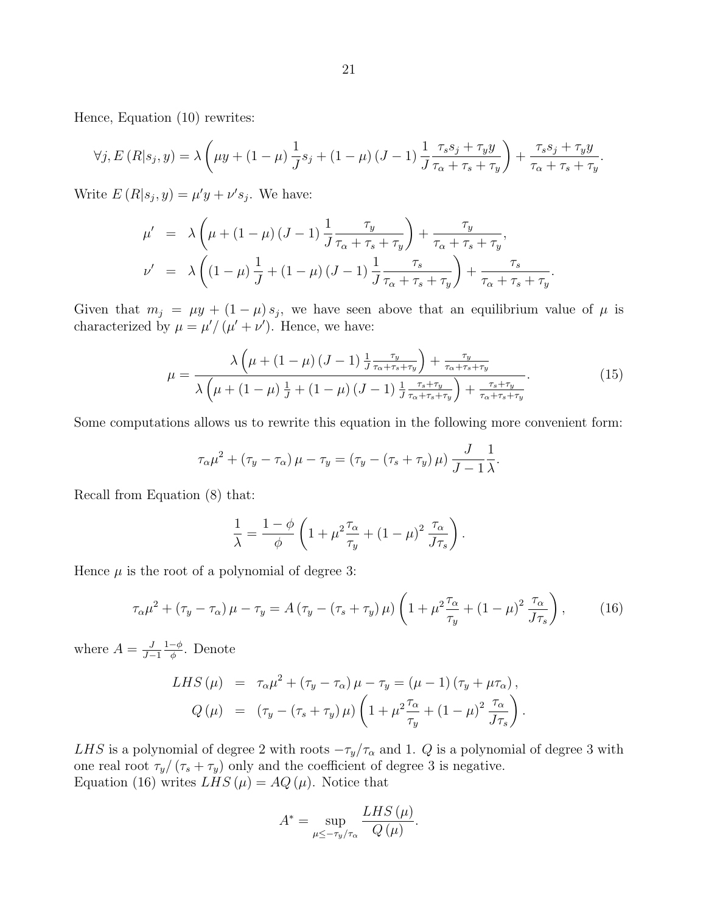Hence, Equation (10) rewrites:

$$\forall j, E\left(R|s_j, y\right) = \lambda\left(\mu y + (1-\mu)\frac{1}{J}s_j + (1-\mu)(J-1)\frac{1}{J}\frac{\tau_s s_j + \tau_y y}{\tau_\alpha + \tau_s + \tau_y}\right) + \frac{\tau_s s_j + \tau_y y}{\tau_\alpha + \tau_s + \tau_y}.$$

Write $E\left(R|s_j, y\right) = \mu' y + \nu' s_j$. We have:

$$\begin{aligned}
\mu' &= \lambda\left(\mu + (1-\mu)(J-1)\frac{1}{J}\frac{\tau_y}{\tau_\alpha + \tau_s + \tau_y}\right) + \frac{\tau_y}{\tau_\alpha + \tau_s + \tau_y}, \\
\nu' &= \lambda\left((1-\mu)\frac{1}{J} + (1-\mu)(J-1)\frac{1}{J}\frac{\tau_s}{\tau_\alpha + \tau_s + \tau_y}\right) + \frac{\tau_s}{\tau_\alpha + \tau_s + \tau_y}.
\end{aligned}$$

Given that $m_j = \mu y + (1-\mu)s_j$, we have seen above that an equilibrium value of $\mu$ is characterized by $\mu = \mu'/(\mu' + \nu')$. Hence, we have:

$$\mu = \frac{\lambda\left(\mu + (1-\mu)(J-1)\frac{1}{J}\frac{\tau_y}{\tau_\alpha + \tau_s + \tau_y}\right) + \frac{\tau_y}{\tau_\alpha + \tau_s + \tau_y}}{\lambda\left(\mu + (1-\mu)\frac{1}{J} + (1-\mu)(J-1)\frac{1}{J}\frac{\tau_s + \tau_y}{\tau_\alpha + \tau_s + \tau_y}\right) + \frac{\tau_s + \tau_y}{\tau_\alpha + \tau_s + \tau_y}}. \tag{15}$$

Some computations allows us to rewrite this equation in the following more convenient form:

$$\tau_\alpha \mu^2 + (\tau_y - \tau_\alpha)\mu - \tau_y = (\tau_y - (\tau_s + \tau_y)\mu)\frac{J}{J-1}\frac{1}{\lambda}.$$

Recall from Equation (8) that:

$$\frac{1}{\lambda} = \frac{1-\phi}{\phi}\left(1 + \mu^2\frac{\tau_\alpha}{\tau_y} + (1-\mu)^2\frac{\tau_\alpha}{J\tau_s}\right).$$

Hence $\mu$ is the root of a polynomial of degree 3:

$$\tau_\alpha \mu^2 + (\tau_y - \tau_\alpha)\mu - \tau_y = A(\tau_y - (\tau_s + \tau_y)\mu)\left(1 + \mu^2\frac{\tau_\alpha}{\tau_y} + (1-\mu)^2\frac{\tau_\alpha}{J\tau_s}\right), \tag{16}$$

where $A = \frac{J}{J-1}\frac{1-\phi}{\phi}$. Denote

$$\begin{aligned}
LHS(\mu) &= \tau_\alpha \mu^2 + (\tau_y - \tau_\alpha)\mu - \tau_y = (\mu - 1)(\tau_y + \mu\tau_\alpha), \\
Q(\mu) &= (\tau_y - (\tau_s + \tau_y)\mu)\left(1 + \mu^2\frac{\tau_\alpha}{\tau_y} + (1-\mu)^2\frac{\tau_\alpha}{J\tau_s}\right).
\end{aligned}$$

$LHS$ is a polynomial of degree 2 with roots $-\tau_y/\tau_\alpha$ and 1. $Q$ is a polynomial of degree 3 with one real root $\tau_y/(\tau_s + \tau_y)$ only and the coefficient of degree 3 is negative.
Equation (16) writes $LHS(\mu) = AQ(\mu)$. Notice that

$$A^* = \sup_{\mu \leq -\tau_y/\tau_\alpha} \frac{LHS(\mu)}{Q(\mu)}.$$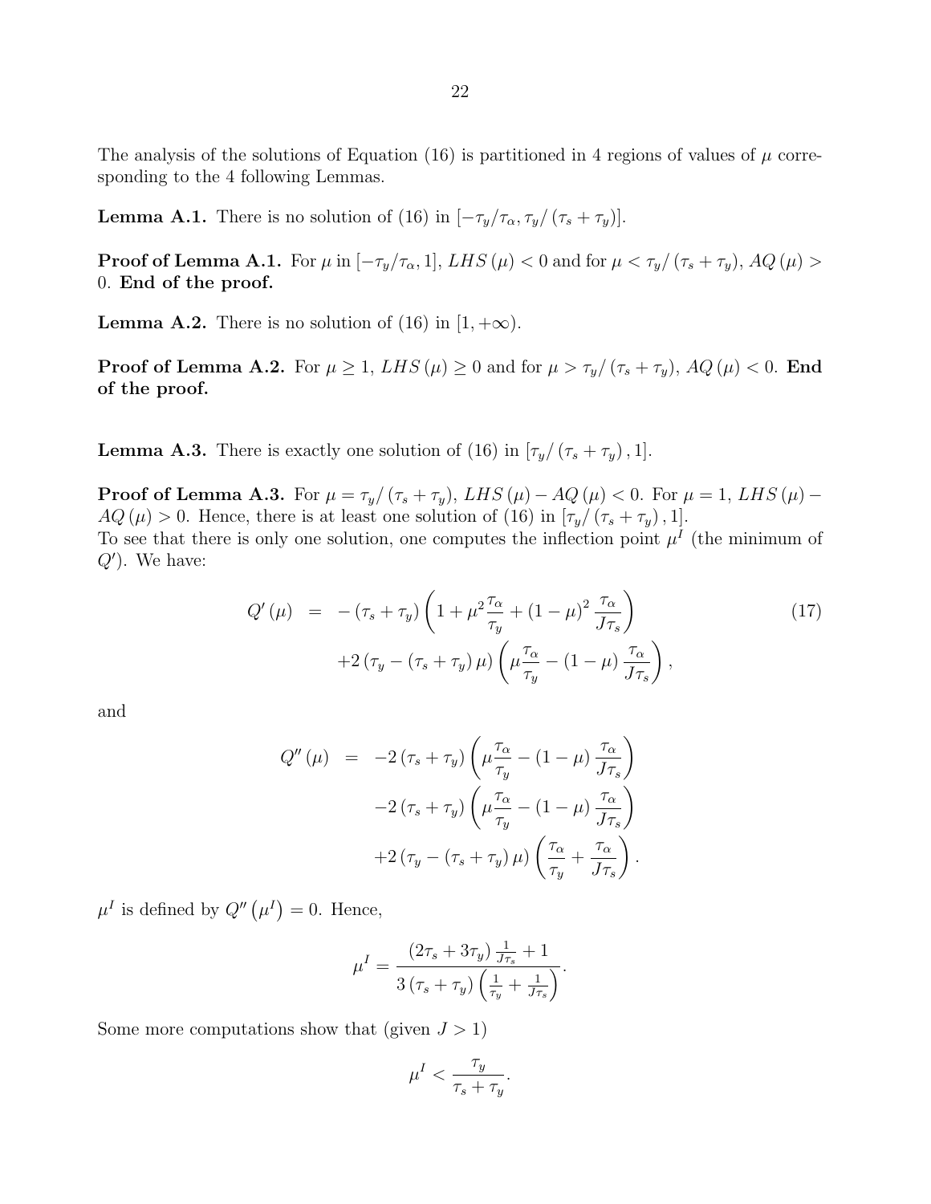The analysis of the solutions of Equation (16) is partitioned in 4 regions of values of $\mu$ corresponding to the 4 following Lemmas.

**Lemma A.1.** There is no solution of (16) in $[-\tau_y/\tau_\alpha, \tau_y/(\tau_s+\tau_y)]$.

**Proof of Lemma A.1.** For $\mu$ in $[-\tau_y/\tau_\alpha, 1]$, $LHS(\mu) < 0$ and for $\mu < \tau_y/(\tau_s+\tau_y)$, $AQ(\mu) > 0$. **End of the proof.**

**Lemma A.2.** There is no solution of (16) in $[1, +\infty)$.

**Proof of Lemma A.2.** For $\mu \geq 1$, $LHS(\mu) \geq 0$ and for $\mu > \tau_y/(\tau_s+\tau_y)$, $AQ(\mu) < 0$. **End of the proof.**

**Lemma A.3.** There is exactly one solution of (16) in $[\tau_y/(\tau_s+\tau_y), 1]$.

**Proof of Lemma A.3.** For $\mu = \tau_y/(\tau_s+\tau_y)$, $LHS(\mu) - AQ(\mu) < 0$. For $\mu = 1$, $LHS(\mu) - AQ(\mu) > 0$. Hence, there is at least one solution of (16) in $[\tau_y/(\tau_s+\tau_y), 1]$.
To see that there is only one solution, one computes the inflection point $\mu^I$ (the minimum of $Q'$). We have:

$$
\begin{aligned}
Q'(\mu) &= -(\tau_s+\tau_y)\left(1+\mu^2\frac{\tau_\alpha}{\tau_y}+(1-\mu)^2\frac{\tau_\alpha}{J\tau_s}\right) \\
&\quad +2(\tau_y-(\tau_s+\tau_y)\mu)\left(\mu\frac{\tau_\alpha}{\tau_y}-(1-\mu)\frac{\tau_\alpha}{J\tau_s}\right),
\end{aligned} \tag{17}
$$

and

$$
\begin{aligned}
Q''(\mu) &= -2(\tau_s+\tau_y)\left(\mu\frac{\tau_\alpha}{\tau_y}-(1-\mu)\frac{\tau_\alpha}{J\tau_s}\right) \\
&\quad -2(\tau_s+\tau_y)\left(\mu\frac{\tau_\alpha}{\tau_y}-(1-\mu)\frac{\tau_\alpha}{J\tau_s}\right) \\
&\quad +2(\tau_y-(\tau_s+\tau_y)\mu)\left(\frac{\tau_\alpha}{\tau_y}+\frac{\tau_\alpha}{J\tau_s}\right).
\end{aligned}
$$

$\mu^I$ is defined by $Q''(\mu^I) = 0$. Hence,

$$
\mu^I = \frac{(2\tau_s+3\tau_y)\frac{1}{J\tau_s}+1}{3(\tau_s+\tau_y)\left(\frac{1}{\tau_y}+\frac{1}{J\tau_s}\right)}.
$$

Some more computations show that (given $J > 1$)

$$
\mu^I < \frac{\tau_y}{\tau_s+\tau_y}.
$$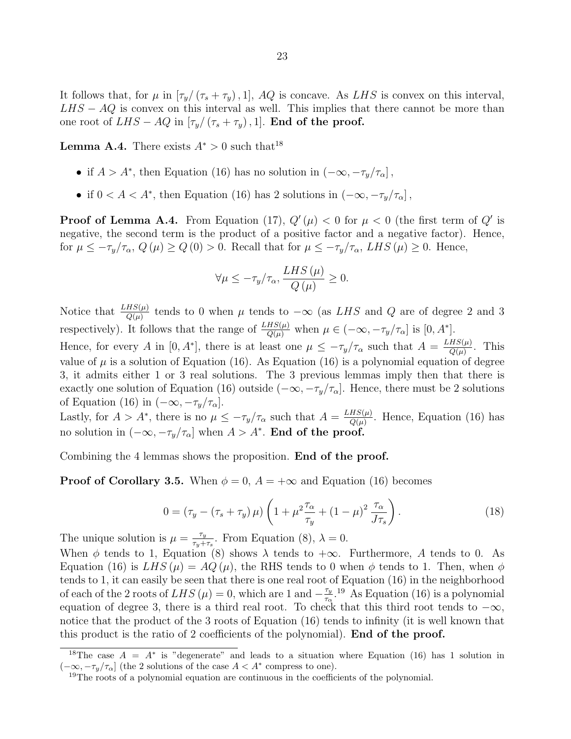It follows that, for $\mu$ in $[\tau_y / (\tau_s + \tau_y), 1]$, $AQ$ is concave. As $LHS$ is convex on this interval, $LHS - AQ$ is convex on this interval as well. This implies that there cannot be more than one root of $LHS - AQ$ in $[\tau_y / (\tau_s + \tau_y), 1]$. **End of the proof.**

**Lemma A.4.** There exists $A^* > 0$ such that[18]

- if $A > A^*$, then Equation (16) has no solution in $(-\infty, -\tau_y/\tau_\alpha]$,
- if $0 < A < A^*$, then Equation (16) has 2 solutions in $(-\infty, -\tau_y/\tau_\alpha]$,

**Proof of Lemma A.4.** From Equation (17), $Q'(\mu) < 0$ for $\mu < 0$ (the first term of $Q'$ is negative, the second term is the product of a positive factor and a negative factor). Hence, for $\mu \leq -\tau_y/\tau_\alpha$, $Q(\mu) \geq Q(0) > 0$. Recall that for $\mu \leq -\tau_y/\tau_\alpha$, $LHS(\mu) \geq 0$. Hence,

$$\forall \mu \leq -\tau_y/\tau_\alpha, \frac{LHS(\mu)}{Q(\mu)} \geq 0.$$

Notice that $\frac{LHS(\mu)}{Q(\mu)}$ tends to 0 when $\mu$ tends to $-\infty$ (as $LHS$ and $Q$ are of degree 2 and 3 respectively). It follows that the range of $\frac{LHS(\mu)}{Q(\mu)}$ when $\mu \in (-\infty, -\tau_y/\tau_\alpha]$ is $[0, A^*]$.
Hence, for every $A$ in $[0, A^*]$, there is at least one $\mu \leq -\tau_y/\tau_\alpha$ such that $A = \frac{LHS(\mu)}{Q(\mu)}$. This value of $\mu$ is a solution of Equation (16). As Equation (16) is a polynomial equation of degree 3, it admits either 1 or 3 real solutions. The 3 previous lemmas imply then that there is exactly one solution of Equation (16) outside $(-\infty, -\tau_y/\tau_\alpha]$. Hence, there must be 2 solutions of Equation (16) in $(-\infty, -\tau_y/\tau_\alpha]$.
Lastly, for $A > A^*$, there is no $\mu \leq -\tau_y/\tau_\alpha$ such that $A = \frac{LHS(\mu)}{Q(\mu)}$. Hence, Equation (16) has no solution in $(-\infty, -\tau_y/\tau_\alpha]$ when $A > A^*$. **End of the proof.**

Combining the 4 lemmas shows the proposition. **End of the proof.**

**Proof of Corollary 3.5.** When $\phi = 0$, $A = +\infty$ and Equation (16) becomes

$$0 = (\tau_y - (\tau_s + \tau_y)\mu)\left(1 + \mu^2 \frac{\tau_\alpha}{\tau_y} + (1-\mu)^2 \frac{\tau_\alpha}{J\tau_s}\right). \tag{18}$$

The unique solution is $\mu = \frac{\tau_y}{\tau_y + \tau_s}$. From Equation (8), $\lambda = 0$.
When $\phi$ tends to 1, Equation (8) shows $\lambda$ tends to $+\infty$. Furthermore, $A$ tends to 0. As Equation (16) is $LHS(\mu) = AQ(\mu)$, the RHS tends to 0 when $\phi$ tends to 1. Then, when $\phi$ tends to 1, it can easily be seen that there is one real root of Equation (16) in the neighborhood of each of the 2 roots of $LHS(\mu) = 0$, which are 1 and $-\frac{\tau_y}{\tau_\alpha}$.[19] As Equation (16) is a polynomial equation of degree 3, there is a third real root. To check that this third root tends to $-\infty$, notice that the product of the 3 roots of Equation (16) tends to infinity (it is well known that this product is the ratio of 2 coefficients of the polynomial). **End of the proof.**

[18] The case $A = A^*$ is "degenerate" and leads to a situation where Equation (16) has 1 solution in $(-\infty, -\tau_y/\tau_\alpha]$ (the 2 solutions of the case $A < A^*$ compress to one).

[19] The roots of a polynomial equation are continuous in the coefficients of the polynomial.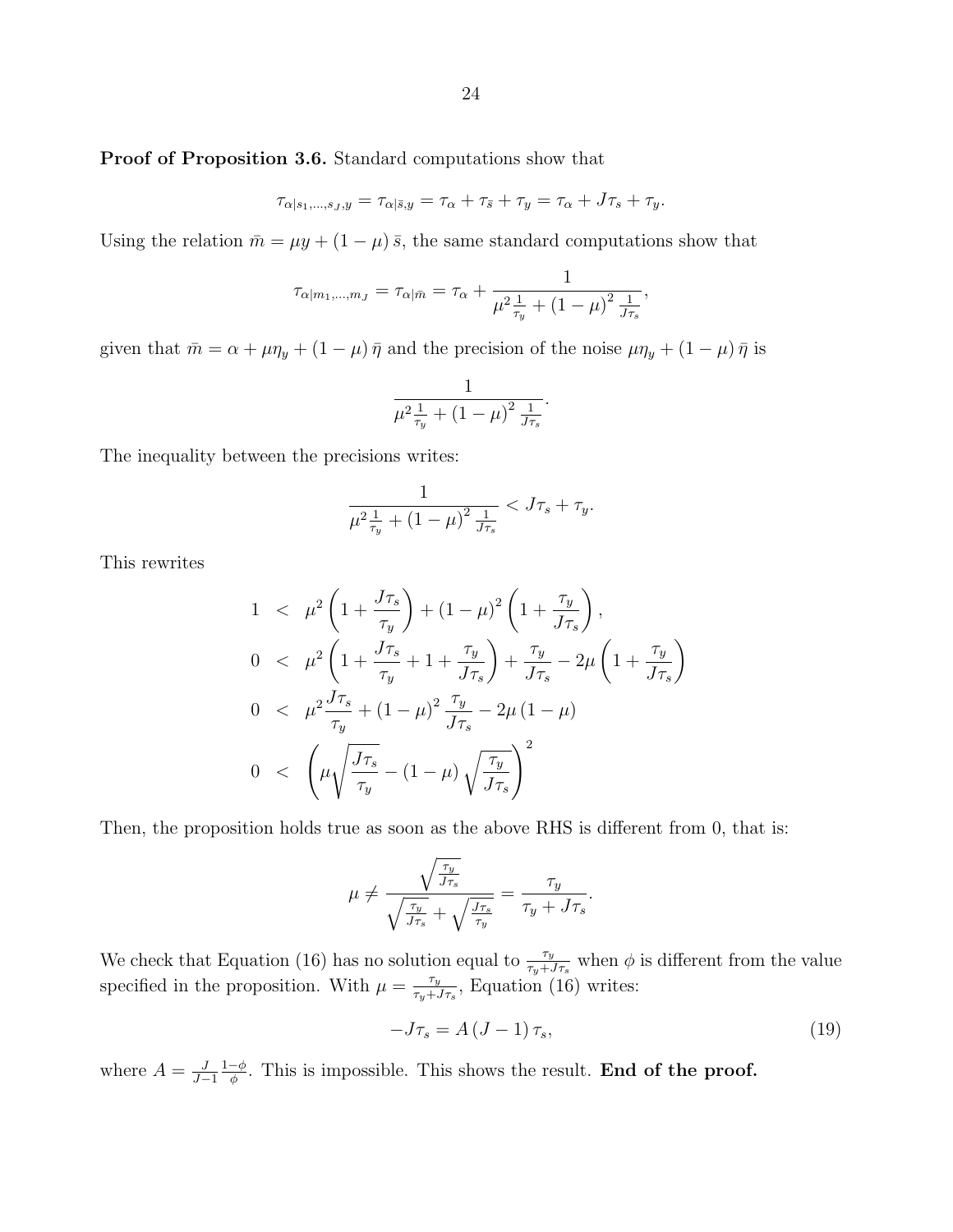**Proof of Proposition 3.6.** Standard computations show that

$$\tau_{\alpha|s_1,\ldots,s_J,y} = \tau_{\alpha|\bar{s},y} = \tau_\alpha + \tau_{\bar{s}} + \tau_y = \tau_\alpha + J\tau_s + \tau_y.$$

Using the relation $\bar{m} = \mu y + (1-\mu)\,\bar{s}$, the same standard computations show that

$$\tau_{\alpha|m_1,\ldots,m_J} = \tau_{\alpha|\bar{m}} = \tau_\alpha + \frac{1}{\mu^2 \frac{1}{\tau_y} + (1-\mu)^2 \frac{1}{J\tau_s}},$$

given that $\bar{m} = \alpha + \mu\eta_y + (1-\mu)\,\bar{\eta}$ and the precision of the noise $\mu\eta_y + (1-\mu)\,\bar{\eta}$ is

$$\frac{1}{\mu^2 \frac{1}{\tau_y} + (1-\mu)^2 \frac{1}{J\tau_s}}.$$

The inequality between the precisions writes:

$$\frac{1}{\mu^2 \frac{1}{\tau_y} + (1-\mu)^2 \frac{1}{J\tau_s}} < J\tau_s + \tau_y.$$

This rewrites

$$\begin{aligned}
1 &< \mu^2 \left(1 + \frac{J\tau_s}{\tau_y}\right) + (1-\mu)^2 \left(1 + \frac{\tau_y}{J\tau_s}\right), \\
0 &< \mu^2 \left(1 + \frac{J\tau_s}{\tau_y} + 1 + \frac{\tau_y}{J\tau_s}\right) + \frac{\tau_y}{J\tau_s} - 2\mu \left(1 + \frac{\tau_y}{J\tau_s}\right) \\
0 &< \mu^2 \frac{J\tau_s}{\tau_y} + (1-\mu)^2 \frac{\tau_y}{J\tau_s} - 2\mu(1-\mu) \\
0 &< \left(\mu\sqrt{\frac{J\tau_s}{\tau_y}} - (1-\mu)\sqrt{\frac{\tau_y}{J\tau_s}}\right)^2
\end{aligned}$$

Then, the proposition holds true as soon as the above RHS is different from 0, that is:

$$\mu \neq \frac{\sqrt{\frac{\tau_y}{J\tau_s}}}{\sqrt{\frac{\tau_y}{J\tau_s}} + \sqrt{\frac{J\tau_s}{\tau_y}}} = \frac{\tau_y}{\tau_y + J\tau_s}.$$

We check that Equation (16) has no solution equal to $\frac{\tau_y}{\tau_y + J\tau_s}$ when $\phi$ is different from the value specified in the proposition. With $\mu = \frac{\tau_y}{\tau_y + J\tau_s}$, Equation (16) writes:

$$-J\tau_s = A\,(J-1)\,\tau_s, \tag{19}$$

where $A = \frac{J}{J-1}\frac{1-\phi}{\phi}$. This is impossible. This shows the result. **End of the proof.**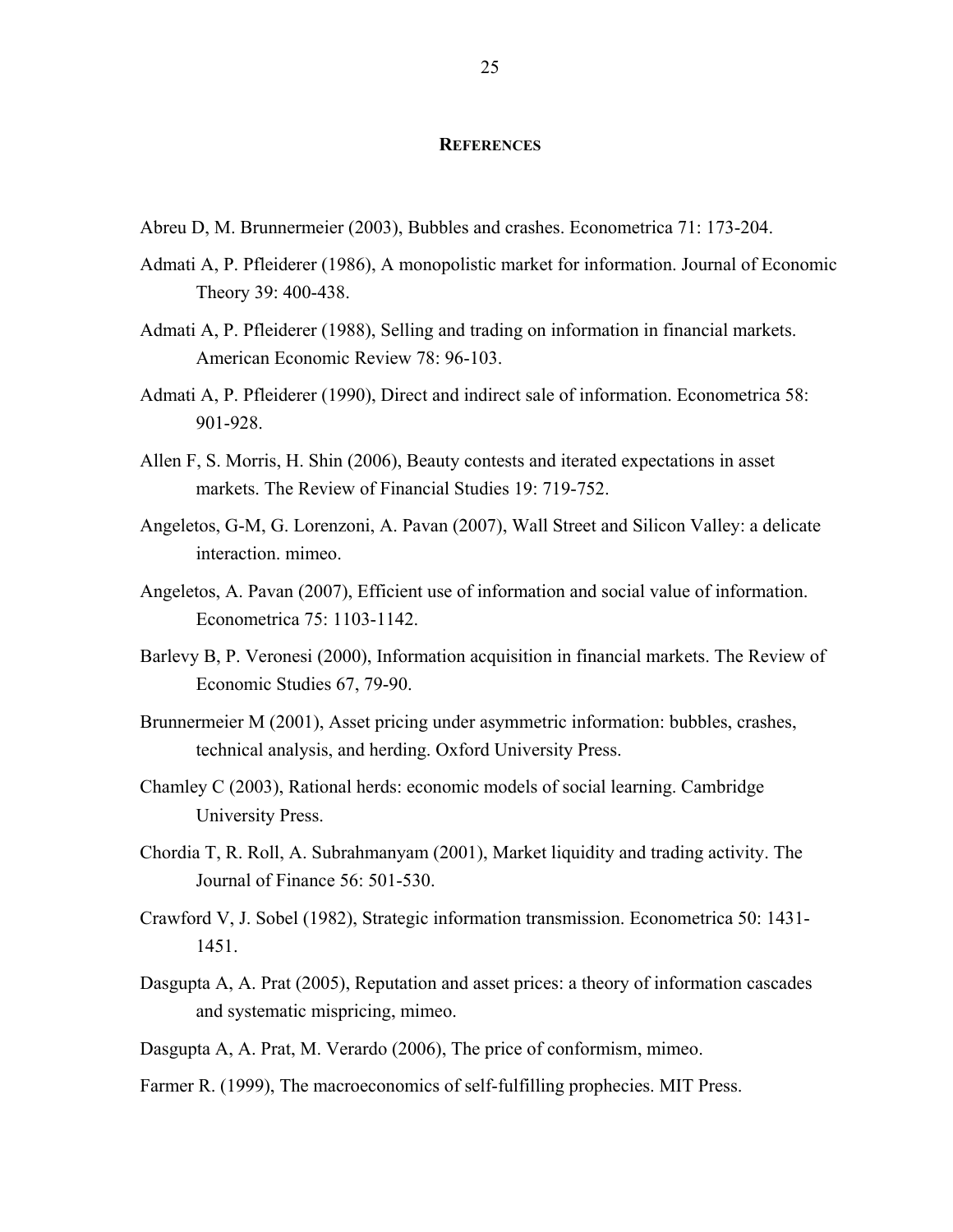# References

Abreu D, M. Brunnermeier (2003), Bubbles and crashes. Econometrica 71: 173-204.

Admati A, P. Pfleiderer (1986), A monopolistic market for information. Journal of Economic Theory 39: 400-438.

Admati A, P. Pfleiderer (1988), Selling and trading on information in financial markets. American Economic Review 78: 96-103.

Admati A, P. Pfleiderer (1990), Direct and indirect sale of information. Econometrica 58: 901-928.

Allen F, S. Morris, H. Shin (2006), Beauty contests and iterated expectations in asset markets. The Review of Financial Studies 19: 719-752.

Angeletos, G-M, G. Lorenzoni, A. Pavan (2007), Wall Street and Silicon Valley: a delicate interaction. mimeo.

Angeletos, A. Pavan (2007), Efficient use of information and social value of information. Econometrica 75: 1103-1142.

Barlevy B, P. Veronesi (2000), Information acquisition in financial markets. The Review of Economic Studies 67, 79-90.

Brunnermeier M (2001), Asset pricing under asymmetric information: bubbles, crashes, technical analysis, and herding. Oxford University Press.

Chamley C (2003), Rational herds: economic models of social learning. Cambridge University Press.

Chordia T, R. Roll, A. Subrahmanyam (2001), Market liquidity and trading activity. The Journal of Finance 56: 501-530.

Crawford V, J. Sobel (1982), Strategic information transmission. Econometrica 50: 1431-1451.

Dasgupta A, A. Prat (2005), Reputation and asset prices: a theory of information cascades and systematic mispricing, mimeo.

Dasgupta A, A. Prat, M. Verardo (2006), The price of conformism, mimeo.

Farmer R. (1999), The macroeconomics of self-fulfilling prophecies. MIT Press.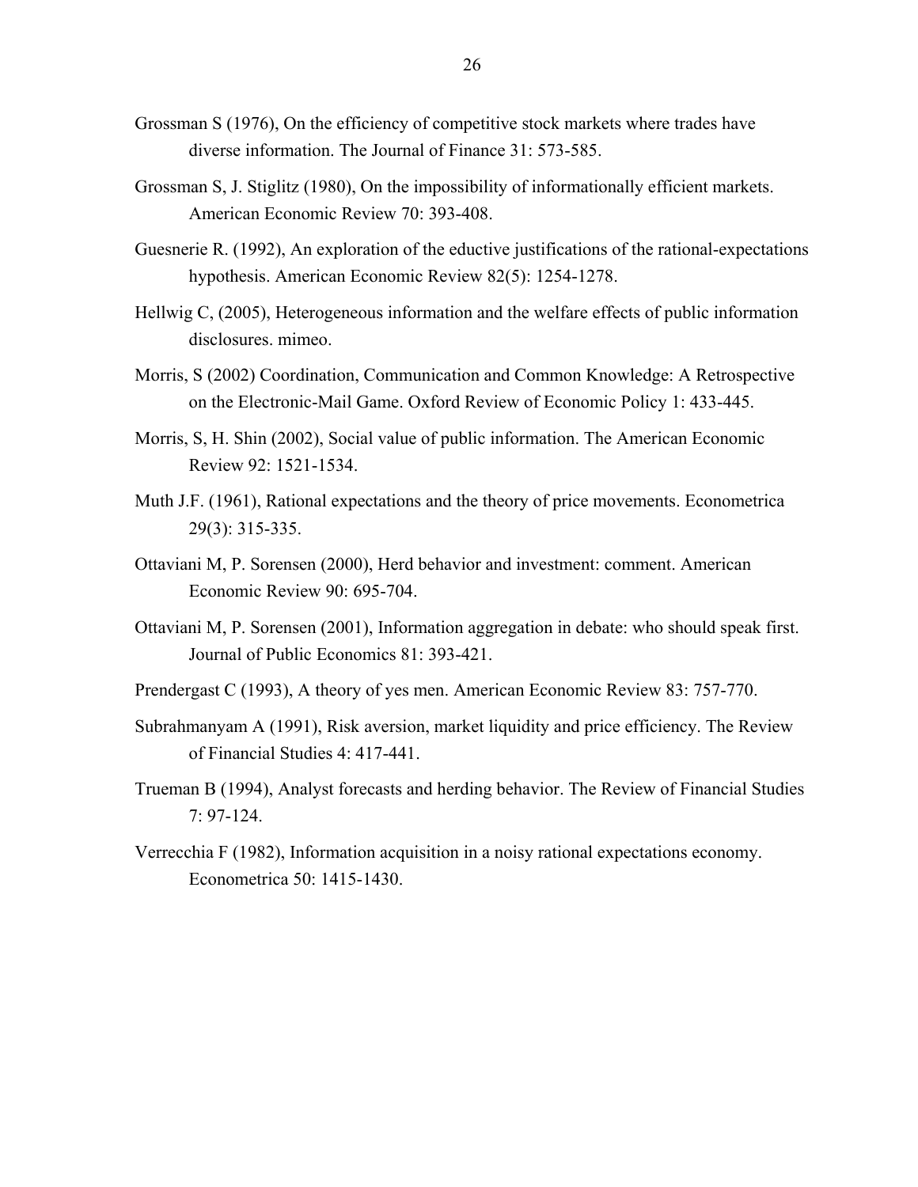Grossman S (1976), On the efficiency of competitive stock markets where trades have diverse information. The Journal of Finance 31: 573-585.

Grossman S, J. Stiglitz (1980), On the impossibility of informationally efficient markets. American Economic Review 70: 393-408.

Guesnerie R. (1992), An exploration of the eductive justifications of the rational-expectations hypothesis. American Economic Review 82(5): 1254-1278.

Hellwig C, (2005), Heterogeneous information and the welfare effects of public information disclosures. mimeo.

Morris, S (2002) Coordination, Communication and Common Knowledge: A Retrospective on the Electronic-Mail Game. Oxford Review of Economic Policy 1: 433-445.

Morris, S, H. Shin (2002), Social value of public information. The American Economic Review 92: 1521-1534.

Muth J.F. (1961), Rational expectations and the theory of price movements. Econometrica 29(3): 315-335.

Ottaviani M, P. Sorensen (2000), Herd behavior and investment: comment. American Economic Review 90: 695-704.

Ottaviani M, P. Sorensen (2001), Information aggregation in debate: who should speak first. Journal of Public Economics 81: 393-421.

Prendergast C (1993), A theory of yes men. American Economic Review 83: 757-770.

Subrahmanyam A (1991), Risk aversion, market liquidity and price efficiency. The Review of Financial Studies 4: 417-441.

Trueman B (1994), Analyst forecasts and herding behavior. The Review of Financial Studies 7: 97-124.

Verrecchia F (1982), Information acquisition in a noisy rational expectations economy. Econometrica 50: 1415-1430.